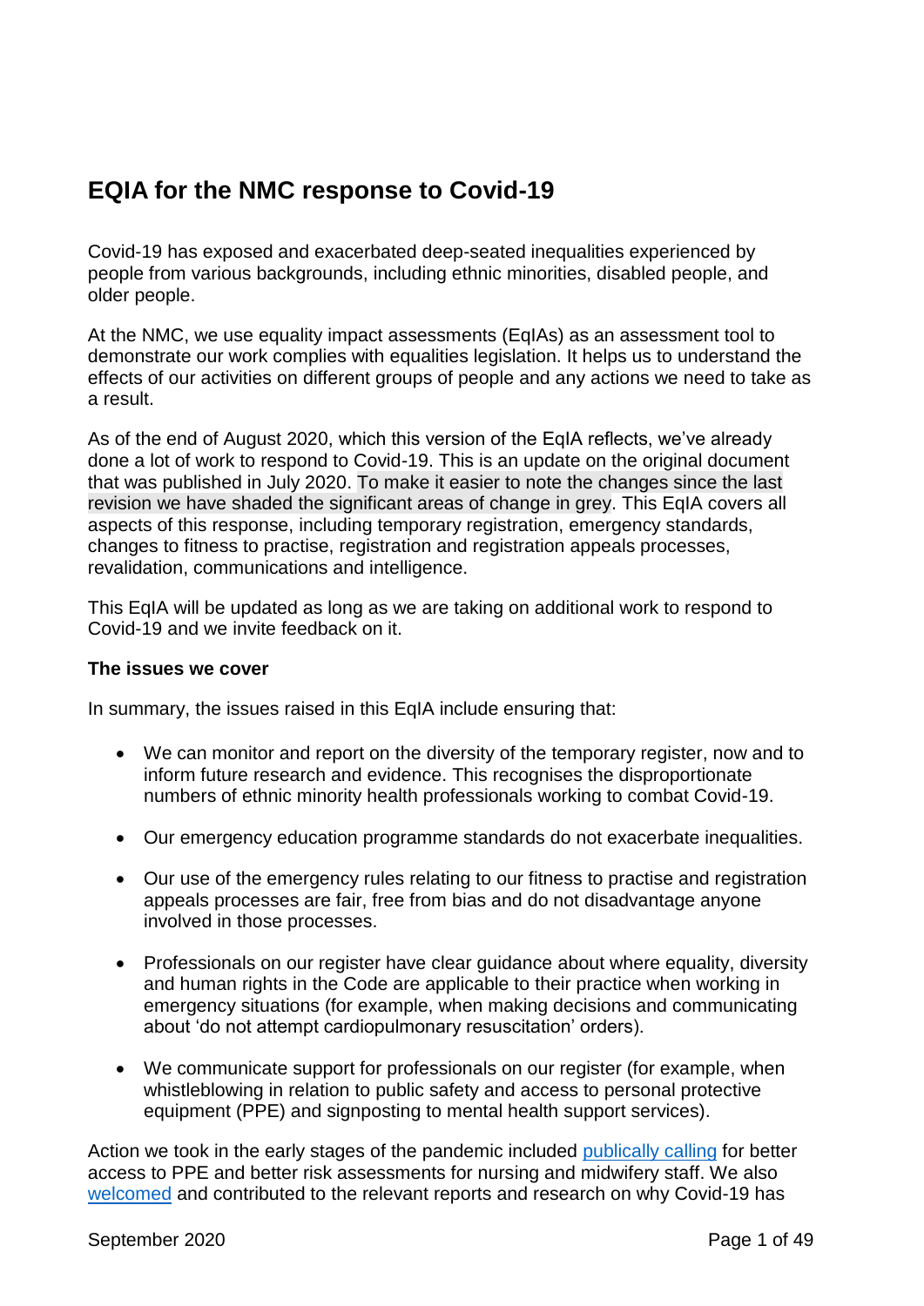# EQIA for the NMC response to Covid-19

Covid-19 has exposed and exacerbated deep-seated inequalities experienced by people from various backgrounds, including ethnic minorities, disabled people, and older people.

At the NMC, we use equality impact assessments (EqIAs) as an assessment tool to demonstrate our work complies with equalities legislation. It helps us to understand the effects of our activities on different groups of people and any actions we need to take as a result.

As of the end of August 2020, which this version of the EqIA reflects, we've already done a lot of work to respond to Covid-19. This is an update on the original document that was published in July 2020. To make it easier to note the changes since the last revision we have shaded the significant areas of change in grey. This EqIA covers all aspects of this response, including temporary registration, emergency standards, changes to fitness to practise, registration and registration appeals processes, revalidation, communications and intelligence.

This EqIA will be updated as long as we are taking on additional work to respond to Covid-19 and we invite feedback on it.

**The issues we cover**

In summary, the issues raised in this EqIA include ensuring that:

- We can monitor and report on the diversity of the temporary register, now and to inform future research and evidence. This recognises the disproportionate numbers of ethnic minority health professionals working to combat Covid-19.
- Our emergency education programme standards do not exacerbate inequalities.
- Our use of the emergency rules relating to our fitness to practise and registration appeals processes are fair, free from bias and do not disadvantage anyone involved in those processes.
- Professionals on our register have clear guidance about where equality, diversity and human rights in the Code are applicable to their practice when working in emergency situations (for example, when making decisions and communicating about 'do not attempt cardiopulmonary resuscitation' orders).
- We communicate support for professionals on our register (for example, when whistleblowing in relation to public safety and access to personal protective equipment (PPE) and signposting to mental health support services).

Action we took in the early stages of the pandemic included publically calling for better access to PPE and better risk assessments for nursing and midwifery staff. We also welcomed and contributed to the relevant reports and research on why Covid-19 has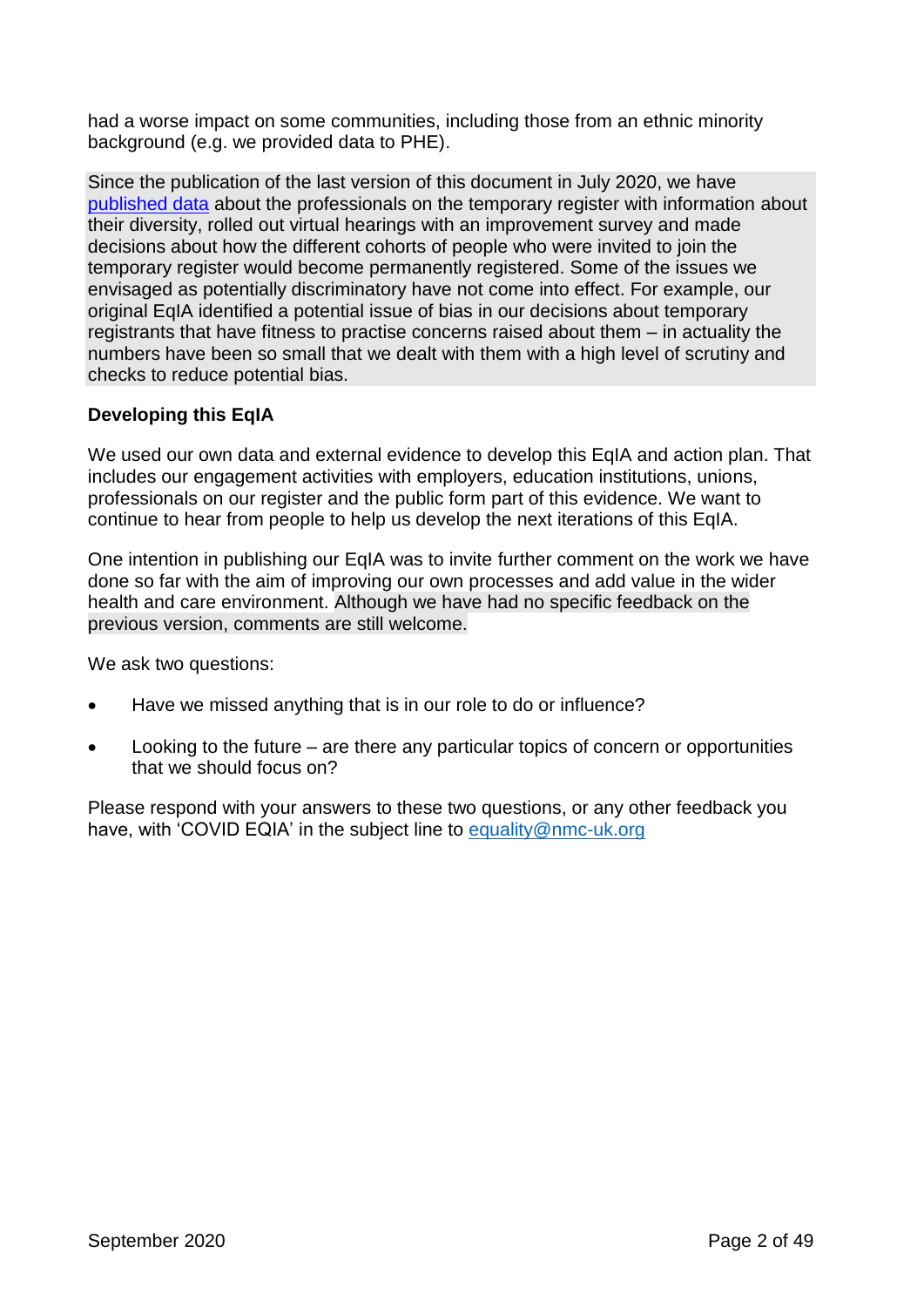had a worse impact on some communities, including those from an ethnic minority background (e.g. we provided data to PHE).

Since the publication of the last version of this document in July 2020, we have published data about the professionals on the temporary register with information about their diversity, rolled out virtual hearings with an improvement survey and made decisions about how the different cohorts of people who were invited to join the temporary register would become permanently registered. Some of the issues we envisaged as potentially discriminatory have not come into effect. For example, our original EqIA identified a potential issue of bias in our decisions about temporary registrants that have fitness to practise concerns raised about them – in actuality the numbers have been so small that we dealt with them with a high level of scrutiny and checks to reduce potential bias.

**Developing this EqIA**

We used our own data and external evidence to develop this EqIA and action plan. That includes our engagement activities with employers, education institutions, unions, professionals on our register and the public form part of this evidence. We want to continue to hear from people to help us develop the next iterations of this EqIA.

One intention in publishing our EqIA was to invite further comment on the work we have done so far with the aim of improving our own processes and add value in the wider health and care environment. Although we have had no specific feedback on the previous version, comments are still welcome.

We ask two questions:

- Have we missed anything that is in our role to do or influence?
- Looking to the future – are there any particular topics of concern or opportunities that we should focus on?

Please respond with your answers to these two questions, or any other feedback you have, with 'COVID EQIA' in the subject line to equality@nmc-uk.org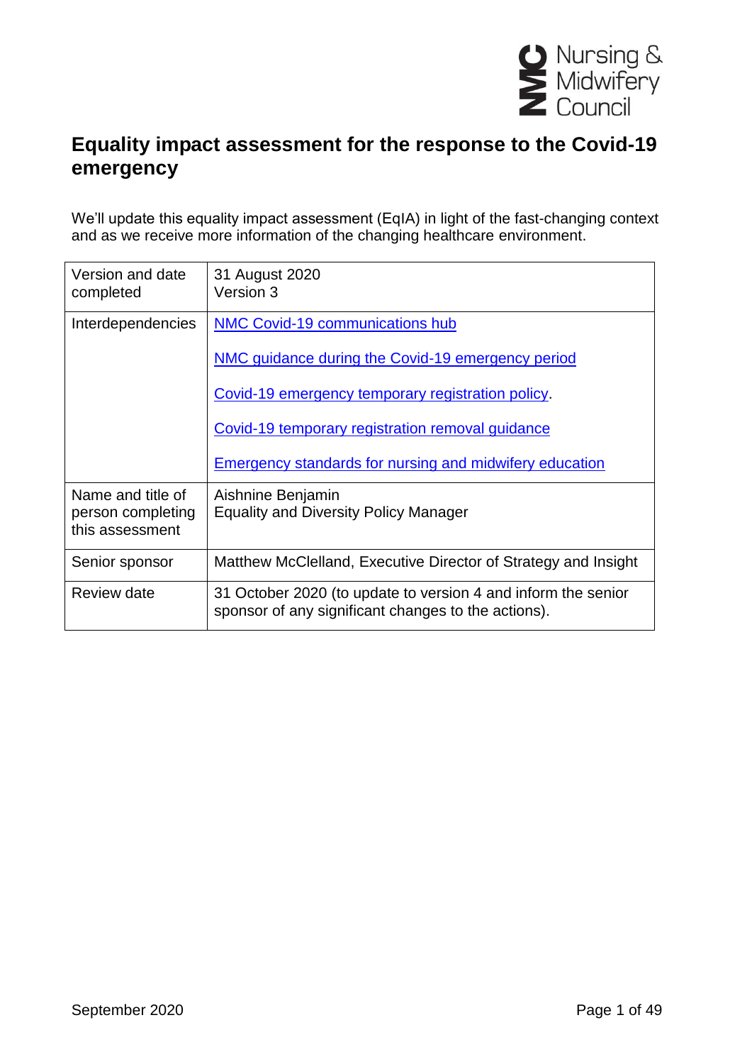# Equality impact assessment for the response to the Covid-19 emergency

We'll update this equality impact assessment (EqIA) in light of the fast-changing context and as we receive more information of the changing healthcare environment.

| Version and date completed | 31 August 2020<br>Version 3 |
|---|---|
| Interdependencies | NMC Covid-19 communications hub<br><br>NMC guidance during the Covid-19 emergency period<br><br>Covid-19 emergency temporary registration policy.<br><br>Covid-19 temporary registration removal guidance<br><br>Emergency standards for nursing and midwifery education |
| Name and title of person completing this assessment | Aishnine Benjamin<br>Equality and Diversity Policy Manager |
| Senior sponsor | Matthew McClelland, Executive Director of Strategy and Insight |
| Review date | 31 October 2020 (to update to version 4 and inform the senior sponsor of any significant changes to the actions). |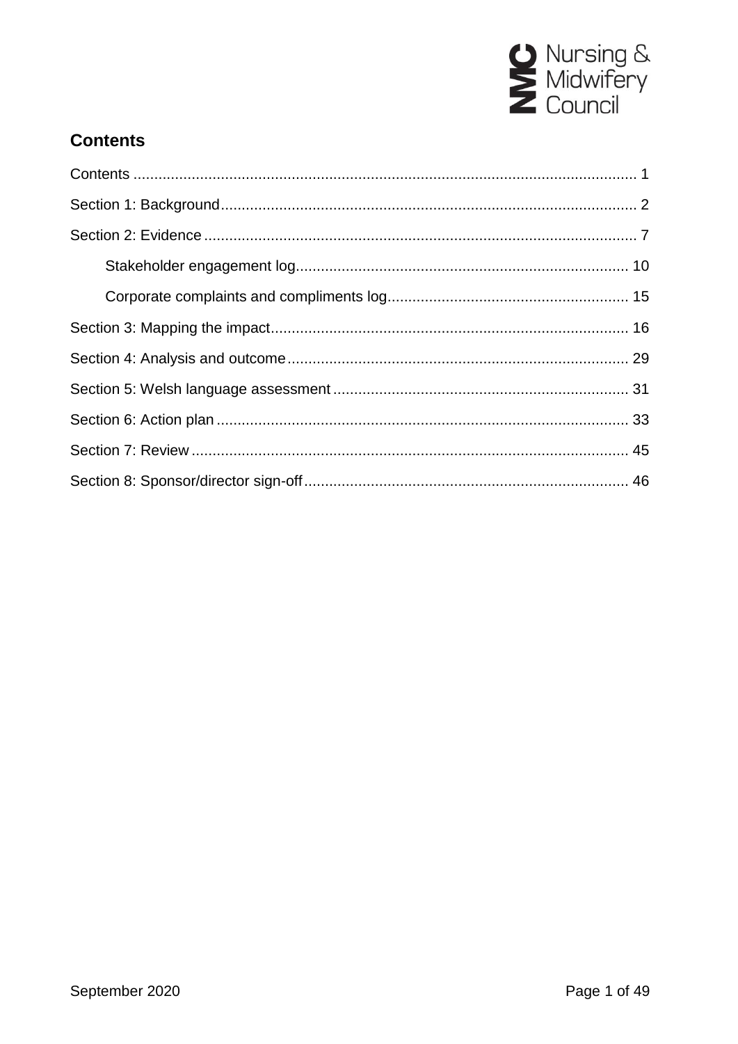## Contents

Contents ........................................................................................................................ 1

Section 1: Background ................................................................................................... 2

Section 2: Evidence ....................................................................................................... 7

Stakeholder engagement log ................................................................................ 10

Corporate complaints and compliments log .......................................................... 15

Section 3: Mapping the impact ...................................................................................... 16

Section 4: Analysis and outcome .................................................................................. 29

Section 5: Welsh language assessment ....................................................................... 31

Section 6: Action plan ................................................................................................... 33

Section 7: Review ......................................................................................................... 45

Section 8: Sponsor/director sign-off .............................................................................. 46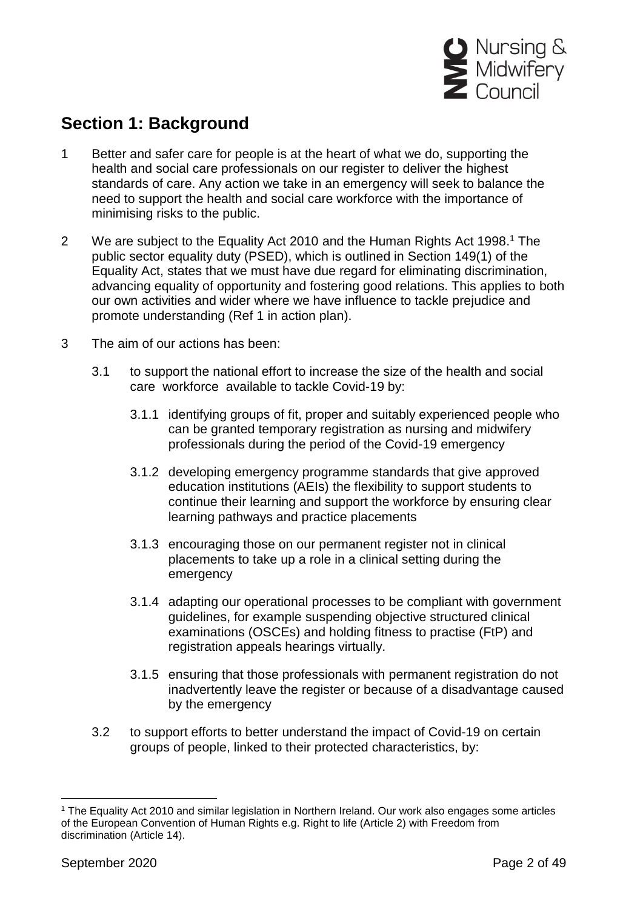## Section 1: Background

1 Better and safer care for people is at the heart of what we do, supporting the health and social care professionals on our register to deliver the highest standards of care. Any action we take in an emergency will seek to balance the need to support the health and social care workforce with the importance of minimising risks to the public.

2 We are subject to the Equality Act 2010 and the Human Rights Act 1998.[1] The public sector equality duty (PSED), which is outlined in Section 149(1) of the Equality Act, states that we must have due regard for eliminating discrimination, advancing equality of opportunity and fostering good relations. This applies to both our own activities and wider where we have influence to tackle prejudice and promote understanding (Ref 1 in action plan).

3 The aim of our actions has been:

3.1 to support the national effort to increase the size of the health and social care workforce available to tackle Covid-19 by:

3.1.1 identifying groups of fit, proper and suitably experienced people who can be granted temporary registration as nursing and midwifery professionals during the period of the Covid-19 emergency

3.1.2 developing emergency programme standards that give approved education institutions (AEIs) the flexibility to support students to continue their learning and support the workforce by ensuring clear learning pathways and practice placements

3.1.3 encouraging those on our permanent register not in clinical placements to take up a role in a clinical setting during the emergency

3.1.4 adapting our operational processes to be compliant with government guidelines, for example suspending objective structured clinical examinations (OSCEs) and holding fitness to practise (FtP) and registration appeals hearings virtually.

3.1.5 ensuring that those professionals with permanent registration do not inadvertently leave the register or because of a disadvantage caused by the emergency

3.2 to support efforts to better understand the impact of Covid-19 on certain groups of people, linked to their protected characteristics, by:

[1] The Equality Act 2010 and similar legislation in Northern Ireland. Our work also engages some articles of the European Convention of Human Rights e.g. Right to life (Article 2) with Freedom from discrimination (Article 14).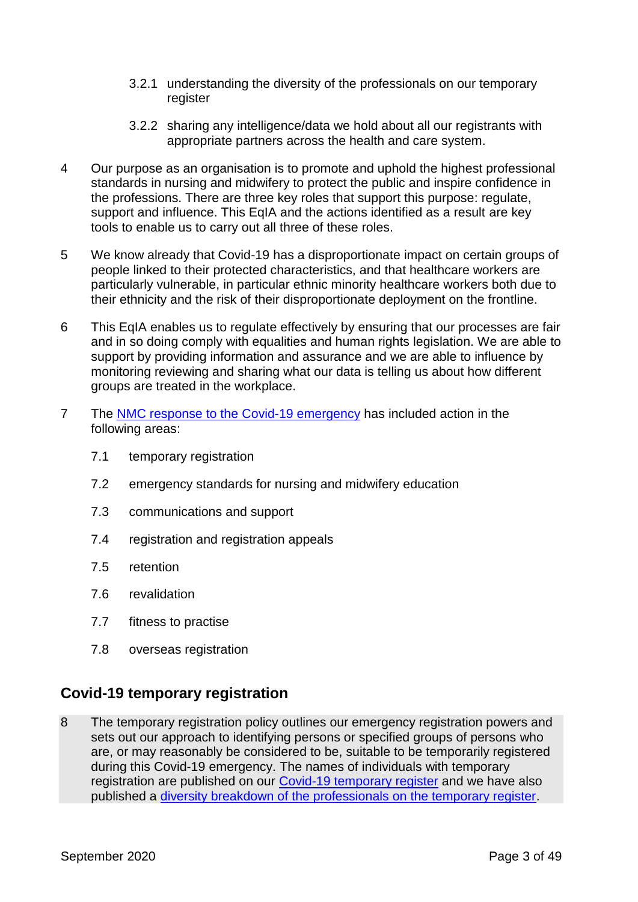3.2.1 understanding the diversity of the professionals on our temporary register

3.2.2 sharing any intelligence/data we hold about all our registrants with appropriate partners across the health and care system.

4 Our purpose as an organisation is to promote and uphold the highest professional standards in nursing and midwifery to protect the public and inspire confidence in the professions. There are three key roles that support this purpose: regulate, support and influence. This EqIA and the actions identified as a result are key tools to enable us to carry out all three of these roles.

5 We know already that Covid-19 has a disproportionate impact on certain groups of people linked to their protected characteristics, and that healthcare workers are particularly vulnerable, in particular ethnic minority healthcare workers both due to their ethnicity and the risk of their disproportionate deployment on the frontline.

6 This EqIA enables us to regulate effectively by ensuring that our processes are fair and in so doing comply with equalities and human rights legislation. We are able to support by providing information and assurance and we are able to influence by monitoring reviewing and sharing what our data is telling us about how different groups are treated in the workplace.

7 The NMC response to the Covid-19 emergency has included action in the following areas:

7.1 temporary registration

7.2 emergency standards for nursing and midwifery education

7.3 communications and support

7.4 registration and registration appeals

7.5 retention

7.6 revalidation

7.7 fitness to practise

7.8 overseas registration

## Covid-19 temporary registration

8 The temporary registration policy outlines our emergency registration powers and sets out our approach to identifying persons or specified groups of persons who are, or may reasonably be considered to be, suitable to be temporarily registered during this Covid-19 emergency. The names of individuals with temporary registration are published on our Covid-19 temporary register and we have also published a diversity breakdown of the professionals on the temporary register.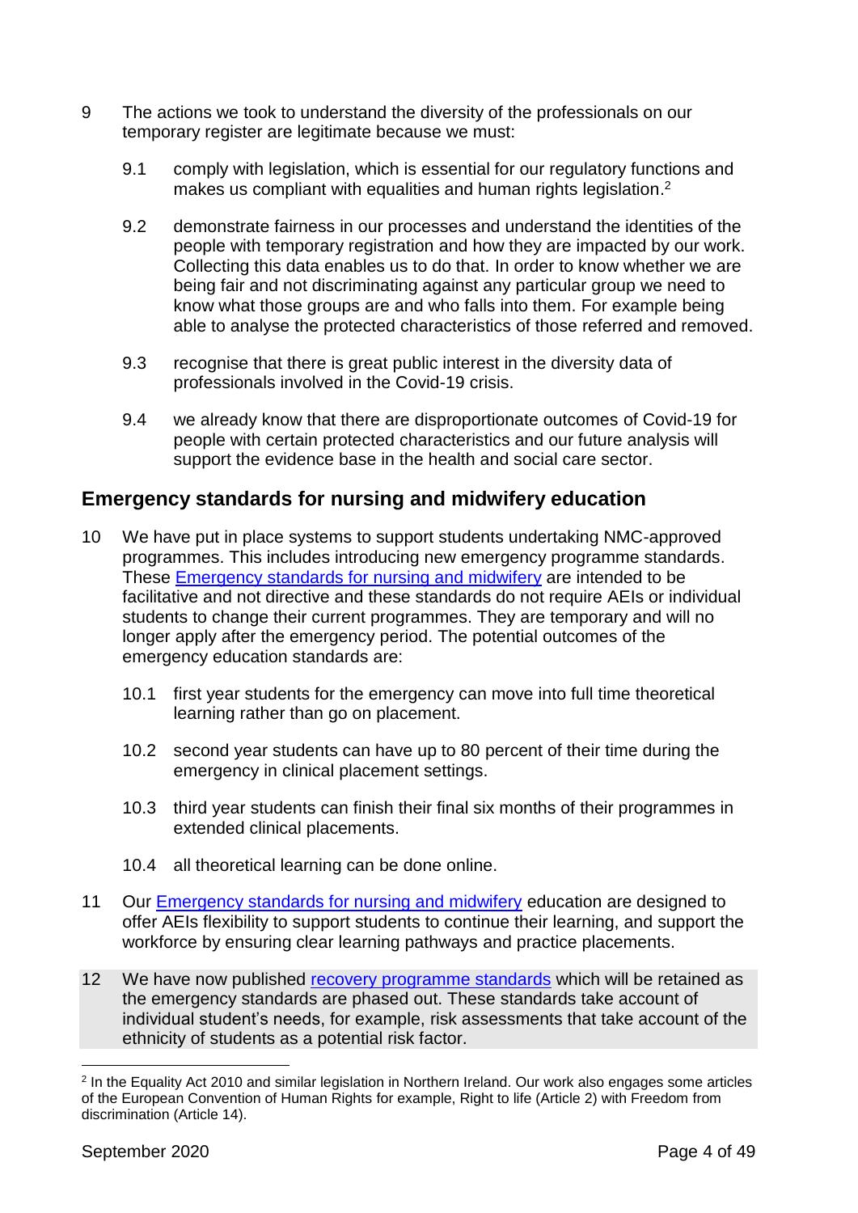9 The actions we took to understand the diversity of the professionals on our temporary register are legitimate because we must:

9.1 comply with legislation, which is essential for our regulatory functions and makes us compliant with equalities and human rights legislation.[2]

9.2 demonstrate fairness in our processes and understand the identities of the people with temporary registration and how they are impacted by our work. Collecting this data enables us to do that. In order to know whether we are being fair and not discriminating against any particular group we need to know what those groups are and who falls into them. For example being able to analyse the protected characteristics of those referred and removed.

9.3 recognise that there is great public interest in the diversity data of professionals involved in the Covid-19 crisis.

9.4 we already know that there are disproportionate outcomes of Covid-19 for people with certain protected characteristics and our future analysis will support the evidence base in the health and social care sector.

## Emergency standards for nursing and midwifery education

10 We have put in place systems to support students undertaking NMC-approved programmes. This includes introducing new emergency programme standards. These Emergency standards for nursing and midwifery are intended to be facilitative and not directive and these standards do not require AEIs or individual students to change their current programmes. They are temporary and will no longer apply after the emergency period. The potential outcomes of the emergency education standards are:

10.1 first year students for the emergency can move into full time theoretical learning rather than go on placement.

10.2 second year students can have up to 80 percent of their time during the emergency in clinical placement settings.

10.3 third year students can finish their final six months of their programmes in extended clinical placements.

10.4 all theoretical learning can be done online.

11 Our Emergency standards for nursing and midwifery education are designed to offer AEIs flexibility to support students to continue their learning, and support the workforce by ensuring clear learning pathways and practice placements.

12 We have now published recovery programme standards which will be retained as the emergency standards are phased out. These standards take account of individual student's needs, for example, risk assessments that take account of the ethnicity of students as a potential risk factor.

[2] In the Equality Act 2010 and similar legislation in Northern Ireland. Our work also engages some articles of the European Convention of Human Rights for example, Right to life (Article 2) with Freedom from discrimination (Article 14).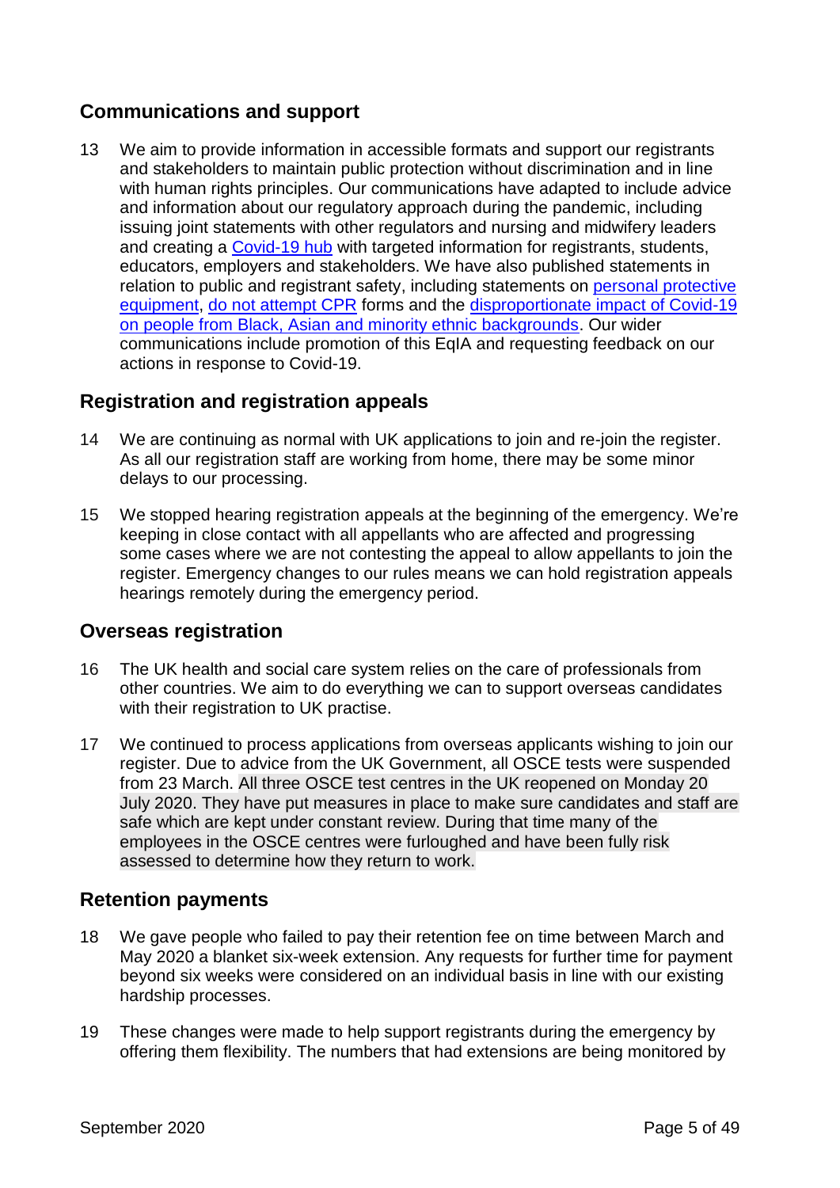## Communications and support

13 We aim to provide information in accessible formats and support our registrants and stakeholders to maintain public protection without discrimination and in line with human rights principles. Our communications have adapted to include advice and information about our regulatory approach during the pandemic, including issuing joint statements with other regulators and nursing and midwifery leaders and creating a Covid-19 hub with targeted information for registrants, students, educators, employers and stakeholders. We have also published statements in relation to public and registrant safety, including statements on personal protective equipment, do not attempt CPR forms and the disproportionate impact of Covid-19 on people from Black, Asian and minority ethnic backgrounds. Our wider communications include promotion of this EqIA and requesting feedback on our actions in response to Covid-19.

## Registration and registration appeals

14 We are continuing as normal with UK applications to join and re-join the register. As all our registration staff are working from home, there may be some minor delays to our processing.

15 We stopped hearing registration appeals at the beginning of the emergency. We're keeping in close contact with all appellants who are affected and progressing some cases where we are not contesting the appeal to allow appellants to join the register. Emergency changes to our rules means we can hold registration appeals hearings remotely during the emergency period.

## Overseas registration

16 The UK health and social care system relies on the care of professionals from other countries. We aim to do everything we can to support overseas candidates with their registration to UK practise.

17 We continued to process applications from overseas applicants wishing to join our register. Due to advice from the UK Government, all OSCE tests were suspended from 23 March. All three OSCE test centres in the UK reopened on Monday 20 July 2020. They have put measures in place to make sure candidates and staff are safe which are kept under constant review. During that time many of the employees in the OSCE centres were furloughed and have been fully risk assessed to determine how they return to work.

## Retention payments

18 We gave people who failed to pay their retention fee on time between March and May 2020 a blanket six-week extension. Any requests for further time for payment beyond six weeks were considered on an individual basis in line with our existing hardship processes.

19 These changes were made to help support registrants during the emergency by offering them flexibility. The numbers that had extensions are being monitored by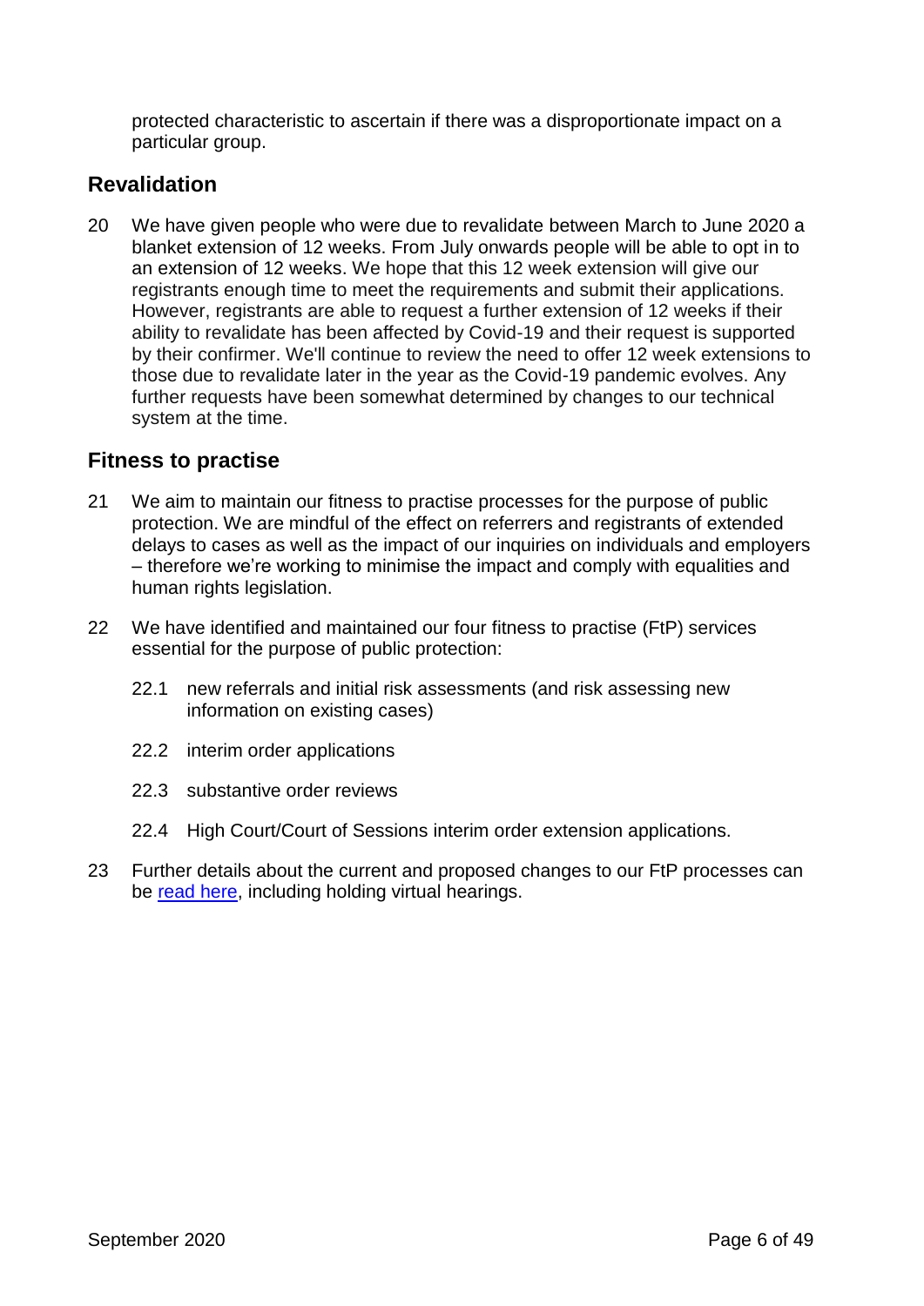protected characteristic to ascertain if there was a disproportionate impact on a particular group.

## Revalidation

20 We have given people who were due to revalidate between March to June 2020 a blanket extension of 12 weeks. From July onwards people will be able to opt in to an extension of 12 weeks. We hope that this 12 week extension will give our registrants enough time to meet the requirements and submit their applications. However, registrants are able to request a further extension of 12 weeks if their ability to revalidate has been affected by Covid-19 and their request is supported by their confirmer. We'll continue to review the need to offer 12 week extensions to those due to revalidate later in the year as the Covid-19 pandemic evolves. Any further requests have been somewhat determined by changes to our technical system at the time.

## Fitness to practise

21 We aim to maintain our fitness to practise processes for the purpose of public protection. We are mindful of the effect on referrers and registrants of extended delays to cases as well as the impact of our inquiries on individuals and employers – therefore we're working to minimise the impact and comply with equalities and human rights legislation.

22 We have identified and maintained our four fitness to practise (FtP) services essential for the purpose of public protection:

  22.1 new referrals and initial risk assessments (and risk assessing new information on existing cases)

  22.2 interim order applications

  22.3 substantive order reviews

  22.4 High Court/Court of Sessions interim order extension applications.

23 Further details about the current and proposed changes to our FtP processes can be read here, including holding virtual hearings.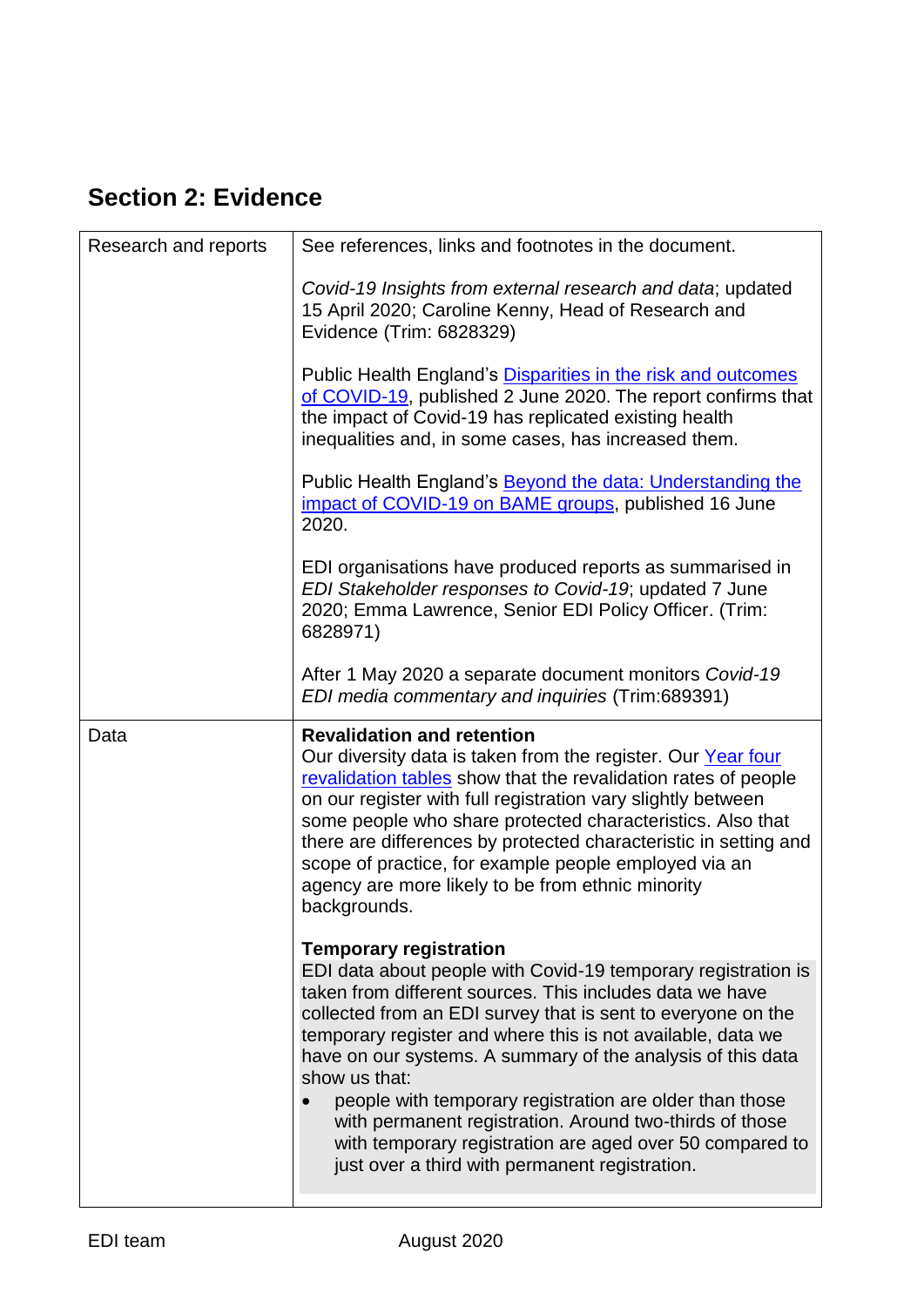## Section 2: Evidence

| | |
|---|---|
| Research and reports | See references, links and footnotes in the document.<br><br>*Covid-19 Insights from external research and data*; updated 15 April 2020; Caroline Kenny, Head of Research and Evidence (Trim: 6828329)<br><br>Public Health England's Disparities in the risk and outcomes of COVID-19, published 2 June 2020. The report confirms that the impact of Covid-19 has replicated existing health inequalities and, in some cases, has increased them.<br><br>Public Health England's Beyond the data: Understanding the impact of COVID-19 on BAME groups, published 16 June 2020.<br><br>EDI organisations have produced reports as summarised in *EDI Stakeholder responses to Covid-19*; updated 7 June 2020; Emma Lawrence, Senior EDI Policy Officer. (Trim: 6828971)<br><br>After 1 May 2020 a separate document monitors *Covid-19 EDI media commentary and inquiries* (Trim:689391) |
| Data | **Revalidation and retention**<br>Our diversity data is taken from the register. Our Year four revalidation tables show that the revalidation rates of people on our register with full registration vary slightly between some people who share protected characteristics. Also that there are differences by protected characteristic in setting and scope of practice, for example people employed via an agency are more likely to be from ethnic minority backgrounds.<br><br>**Temporary registration**<br>EDI data about people with Covid-19 temporary registration is taken from different sources. This includes data we have collected from an EDI survey that is sent to everyone on the temporary register and where this is not available, data we have on our systems. A summary of the analysis of this data show us that:<br>• people with temporary registration are older than those with permanent registration. Around two-thirds of those with temporary registration are aged over 50 compared to just over a third with permanent registration. |

EDI team August 2020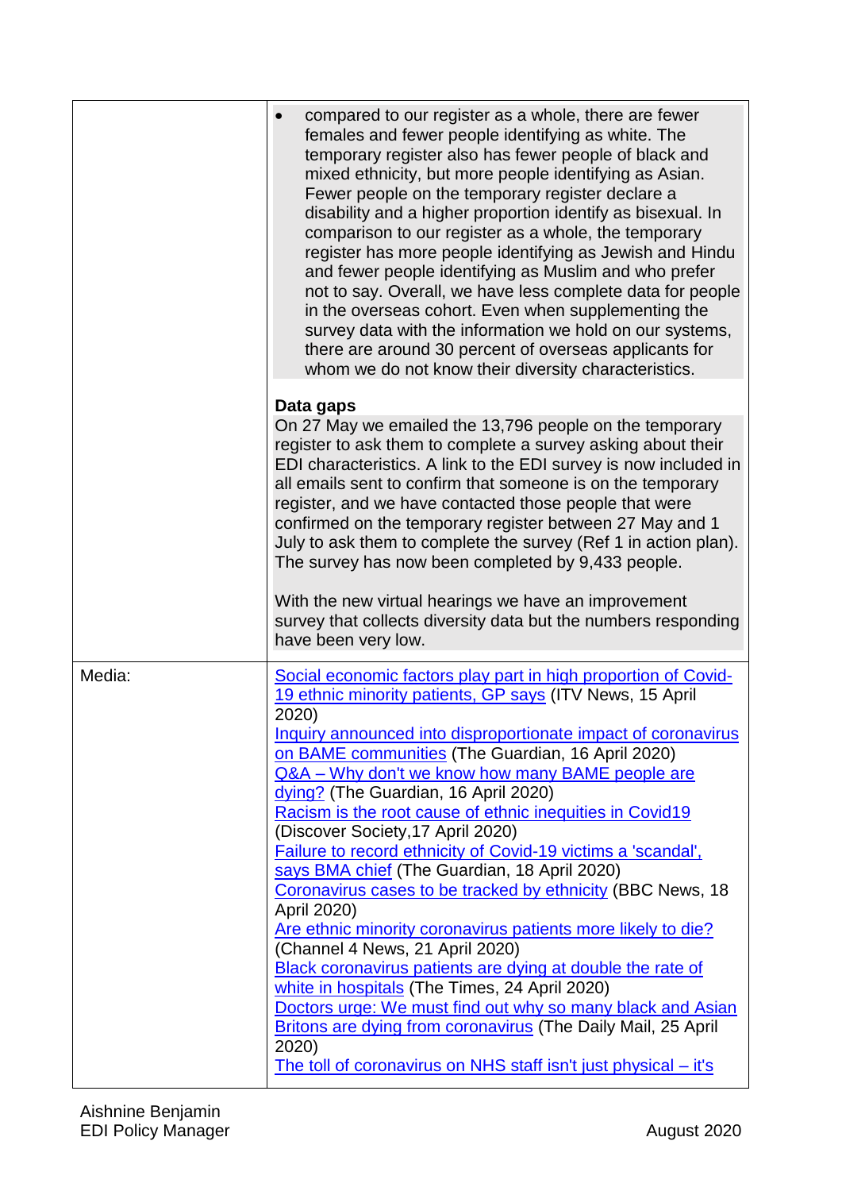| | |
|---|---|
| | • compared to our register as a whole, there are fewer females and fewer people identifying as white. The temporary register also has fewer people of black and mixed ethnicity, but more people identifying as Asian. Fewer people on the temporary register declare a disability and a higher proportion identify as bisexual. In comparison to our register as a whole, the temporary register has more people identifying as Jewish and Hindu and fewer people identifying as Muslim and who prefer not to say. Overall, we have less complete data for people in the overseas cohort. Even when supplementing the survey data with the information we hold on our systems, there are around 30 percent of overseas applicants for whom we do not know their diversity characteristics.<br><br>**Data gaps**<br>On 27 May we emailed the 13,796 people on the temporary register to ask them to complete a survey asking about their EDI characteristics. A link to the EDI survey is now included in all emails sent to confirm that someone is on the temporary register, and we have contacted those people that were confirmed on the temporary register between 27 May and 1 July to ask them to complete the survey (Ref 1 in action plan). The survey has now been completed by 9,433 people.<br><br>With the new virtual hearings we have an improvement survey that collects diversity data but the numbers responding have been very low. |
| Media: | Social economic factors play part in high proportion of Covid-19 ethnic minority patients, GP says (ITV News, 15 April 2020)<br>Inquiry announced into disproportionate impact of coronavirus on BAME communities (The Guardian, 16 April 2020)<br>Q&A – Why don't we know how many BAME people are dying? (The Guardian, 16 April 2020)<br>Racism is the root cause of ethnic inequities in Covid19 (Discover Society,17 April 2020)<br>Failure to record ethnicity of Covid-19 victims a 'scandal', says BMA chief (The Guardian, 18 April 2020)<br>Coronavirus cases to be tracked by ethnicity (BBC News, 18 April 2020)<br>Are ethnic minority coronavirus patients more likely to die? (Channel 4 News, 21 April 2020)<br>Black coronavirus patients are dying at double the rate of white in hospitals (The Times, 24 April 2020)<br>Doctors urge: We must find out why so many black and Asian Britons are dying from coronavirus (The Daily Mail, 25 April 2020)<br>The toll of coronavirus on NHS staff isn't just physical – it's |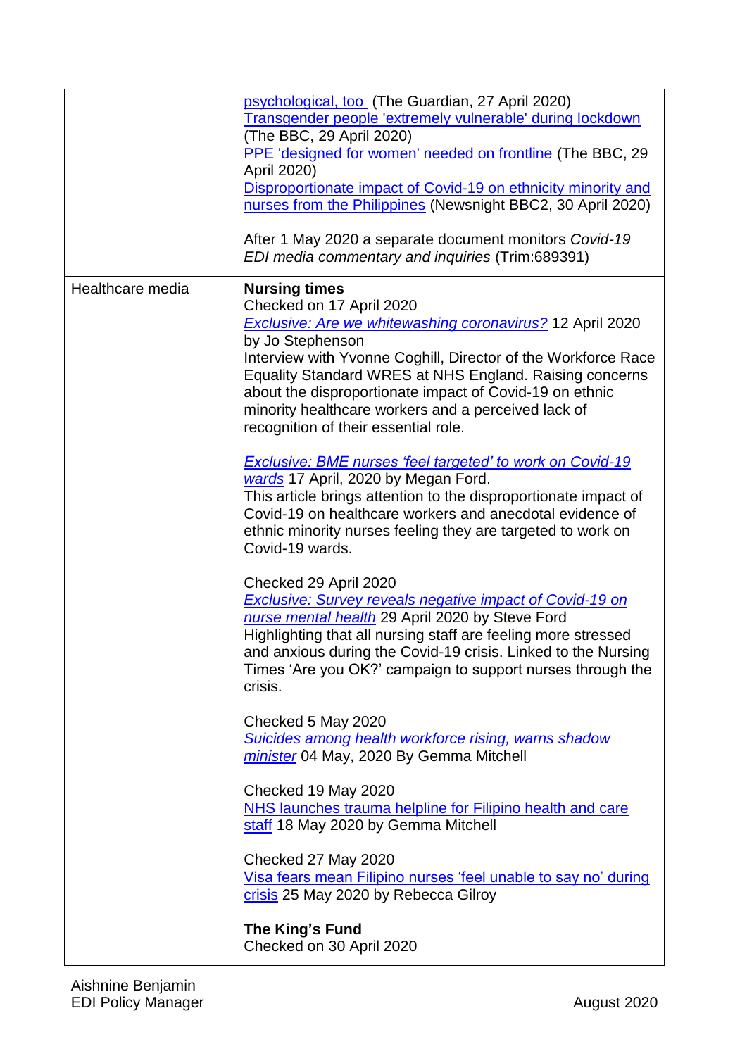| | |
|---|---|
| | psychological, too (The Guardian, 27 April 2020)<br>Transgender people 'extremely vulnerable' during lockdown (The BBC, 29 April 2020)<br>PPE 'designed for women' needed on frontline (The BBC, 29 April 2020)<br>Disproportionate impact of Covid-19 on ethnicity minority and nurses from the Philippines (Newsnight BBC2, 30 April 2020)<br><br>After 1 May 2020 a separate document monitors *Covid-19 EDI media commentary and inquiries* (Trim:689391) |
| Healthcare media | **Nursing times**<br>Checked on 17 April 2020<br>*Exclusive: Are we whitewashing coronavirus?* 12 April 2020 by Jo Stephenson<br>Interview with Yvonne Coghill, Director of the Workforce Race Equality Standard WRES at NHS England. Raising concerns about the disproportionate impact of Covid-19 on ethnic minority healthcare workers and a perceived lack of recognition of their essential role.<br><br>*Exclusive: BME nurses 'feel targeted' to work on Covid-19 wards* 17 April, 2020 by Megan Ford.<br>This article brings attention to the disproportionate impact of Covid-19 on healthcare workers and anecdotal evidence of ethnic minority nurses feeling they are targeted to work on Covid-19 wards.<br><br>Checked 29 April 2020<br>*Exclusive: Survey reveals negative impact of Covid-19 on nurse mental health* 29 April 2020 by Steve Ford<br>Highlighting that all nursing staff are feeling more stressed and anxious during the Covid-19 crisis. Linked to the Nursing Times 'Are you OK?' campaign to support nurses through the crisis.<br><br>Checked 5 May 2020<br>*Suicides among health workforce rising, warns shadow minister* 04 May, 2020 By Gemma Mitchell<br><br>Checked 19 May 2020<br>NHS launches trauma helpline for Filipino health and care staff 18 May 2020 by Gemma Mitchell<br><br>Checked 27 May 2020<br>Visa fears mean Filipino nurses 'feel unable to say no' during crisis 25 May 2020 by Rebecca Gilroy<br><br>**The King's Fund**<br>Checked on 30 April 2020 |

Aishnine Benjamin
EDI Policy Manager

August 2020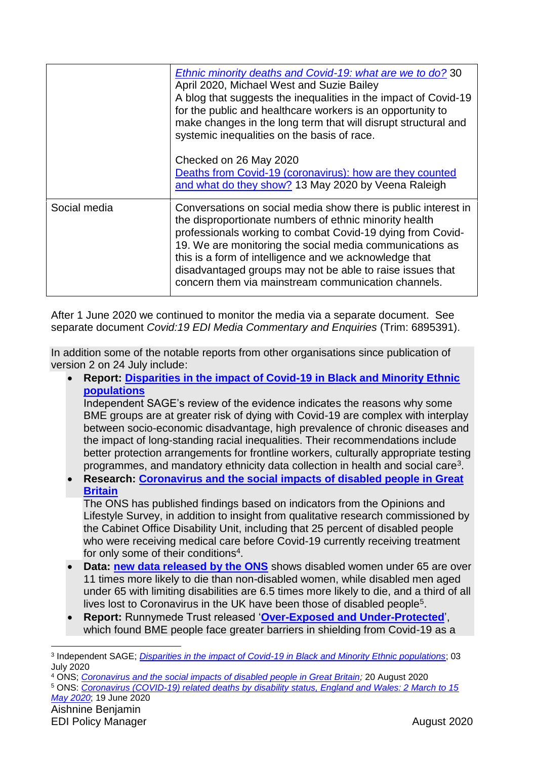| | |
|---|---|
| | *Ethnic minority deaths and Covid-19: what are we to do?* 30 April 2020, Michael West and Suzie Bailey<br>A blog that suggests the inequalities in the impact of Covid-19 for the public and healthcare workers is an opportunity to make changes in the long term that will disrupt structural and systemic inequalities on the basis of race.<br><br>Checked on 26 May 2020<br>Deaths from Covid-19 (coronavirus): how are they counted and what do they show? 13 May 2020 by Veena Raleigh |
| Social media | Conversations on social media show there is public interest in the disproportionate numbers of ethnic minority health professionals working to combat Covid-19 dying from Covid-19. We are monitoring the social media communications as this is a form of intelligence and we acknowledge that disadvantaged groups may not be able to raise issues that concern them via mainstream communication channels. |

After 1 June 2020 we continued to monitor the media via a separate document. See separate document *Covid:19 EDI Media Commentary and Enquiries* (Trim: 6895391).

In addition some of the notable reports from other organisations since publication of version 2 on 24 July include:

- **Report: Disparities in the impact of Covid-19 in Black and Minority Ethnic populations**
  Independent SAGE's review of the evidence indicates the reasons why some BME groups are at greater risk of dying with Covid-19 are complex with interplay between socio-economic disadvantage, high prevalence of chronic diseases and the impact of long-standing racial inequalities. Their recommendations include better protection arrangements for frontline workers, culturally appropriate testing programmes, and mandatory ethnicity data collection in health and social care[3].
- **Research: Coronavirus and the social impacts of disabled people in Great Britain**
  The ONS has published findings based on indicators from the Opinions and Lifestyle Survey, in addition to insight from qualitative research commissioned by the Cabinet Office Disability Unit, including that 25 percent of disabled people who were receiving medical care before Covid-19 currently receiving treatment for only some of their conditions[4].
- **Data: new data released by the ONS** shows disabled women under 65 are over 11 times more likely to die than non-disabled women, while disabled men aged under 65 with limiting disabilities are 6.5 times more likely to die, and a third of all lives lost to Coronavirus in the UK have been those of disabled people[5].
- **Report:** Runnymede Trust released '**Over-Exposed and Under-Protected**', which found BME people face greater barriers in shielding from Covid-19 as a

[3] Independent SAGE; *Disparities in the impact of Covid-19 in Black and Minority Ethnic populations*; 03 July 2020

[4] ONS; *Coronavirus and the social impacts of disabled people in Great Britain;* 20 August 2020

[5] ONS: *Coronavirus (COVID-19) related deaths by disability status, England and Wales: 2 March to 15 May 2020*; 19 June 2020

Aishnine Benjamin
EDI Policy Manager
August 2020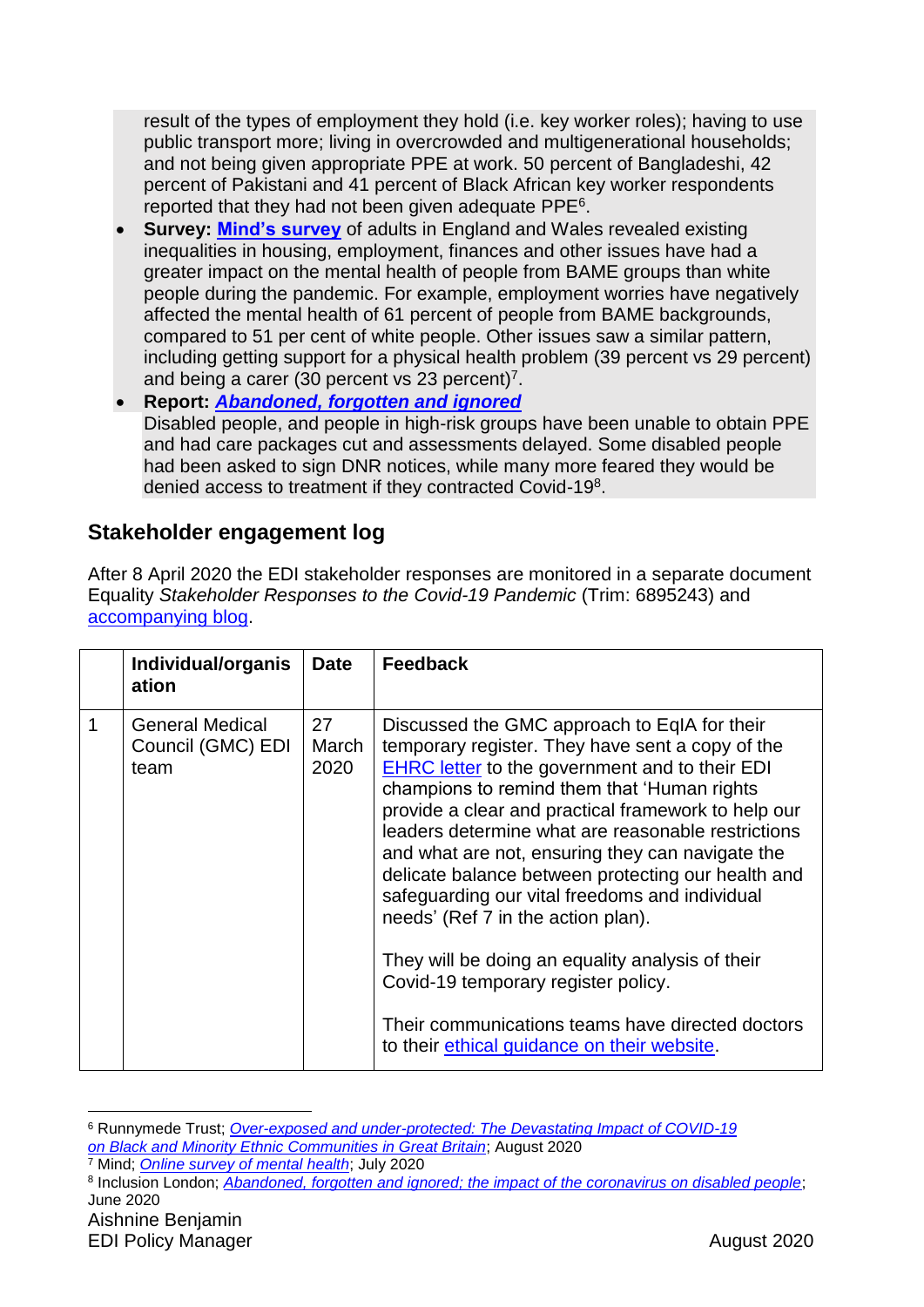result of the types of employment they hold (i.e. key worker roles); having to use public transport more; living in overcrowded and multigenerational households; and not being given appropriate PPE at work. 50 percent of Bangladeshi, 42 percent of Pakistani and 41 percent of Black African key worker respondents reported that they had not been given adequate PPE[6].

- **Survey: Mind's survey** of adults in England and Wales revealed existing inequalities in housing, employment, finances and other issues have had a greater impact on the mental health of people from BAME groups than white people during the pandemic. For example, employment worries have negatively affected the mental health of 61 percent of people from BAME backgrounds, compared to 51 per cent of white people. Other issues saw a similar pattern, including getting support for a physical health problem (39 percent vs 29 percent) and being a carer (30 percent vs 23 percent)[7].
- **Report: *Abandoned, forgotten and ignored***
  Disabled people, and people in high-risk groups have been unable to obtain PPE and had care packages cut and assessments delayed. Some disabled people had been asked to sign DNR notices, while many more feared they would be denied access to treatment if they contracted Covid-19[8].

## Stakeholder engagement log

After 8 April 2020 the EDI stakeholder responses are monitored in a separate document Equality *Stakeholder Responses to the Covid-19 Pandemic* (Trim: 6895243) and accompanying blog.

| | Individual/organisation | Date | Feedback |
|---|---|---|---|
| 1 | General Medical Council (GMC) EDI team | 27 March 2020 | Discussed the GMC approach to EqIA for their temporary register. They have sent a copy of the EHRC letter to the government and to their EDI champions to remind them that 'Human rights provide a clear and practical framework to help our leaders determine what are reasonable restrictions and what are not, ensuring they can navigate the delicate balance between protecting our health and safeguarding our vital freedoms and individual needs' (Ref 7 in the action plan).<br><br>They will be doing an equality analysis of their Covid-19 temporary register policy.<br><br>Their communications teams have directed doctors to their ethical guidance on their website. |

[6] Runnymede Trust; *Over-exposed and under-protected: The Devastating Impact of COVID-19 on Black and Minority Ethnic Communities in Great Britain*; August 2020
[7] Mind; *Online survey of mental health*; July 2020
[8] Inclusion London; *Abandoned, forgotten and ignored; the impact of the coronavirus on disabled people*; June 2020

Aishnine Benjamin
EDI Policy Manager
August 2020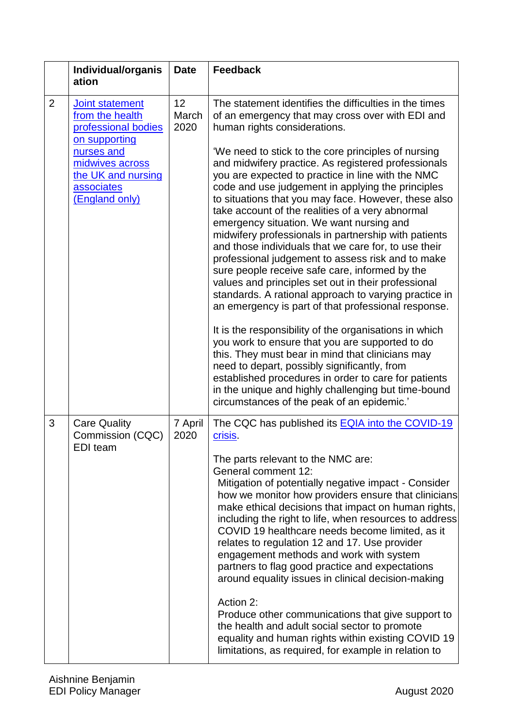|  | Individual/organisation | Date | Feedback |
|---|---|---|---|
| 2 | Joint statement from the health professional bodies on supporting nurses and midwives across the UK and nursing associates (England only) | 12 March 2020 | The statement identifies the difficulties in the times of an emergency that may cross over with EDI and human rights considerations.<br><br>'We need to stick to the core principles of nursing and midwifery practice. As registered professionals you are expected to practice in line with the NMC code and use judgement in applying the principles to situations that you may face. However, these also take account of the realities of a very abnormal emergency situation. We want nursing and midwifery professionals in partnership with patients and those individuals that we care for, to use their professional judgement to assess risk and to make sure people receive safe care, informed by the values and principles set out in their professional standards. A rational approach to varying practice in an emergency is part of that professional response.<br><br>It is the responsibility of the organisations in which you work to ensure that you are supported to do this. They must bear in mind that clinicians may need to depart, possibly significantly, from established procedures in order to care for patients in the unique and highly challenging but time-bound circumstances of the peak of an epidemic.' |
| 3 | Care Quality Commission (CQC) EDI team | 7 April 2020 | The CQC has published its EQIA into the COVID-19 crisis.<br><br>The parts relevant to the NMC are:<br>General comment 12:<br>Mitigation of potentially negative impact - Consider how we monitor how providers ensure that clinicians make ethical decisions that impact on human rights, including the right to life, when resources to address COVID 19 healthcare needs become limited, as it relates to regulation 12 and 17. Use provider engagement methods and work with system partners to flag good practice and expectations around equality issues in clinical decision-making<br><br>Action 2:<br>Produce other communications that give support to the health and adult social sector to promote equality and human rights within existing COVID 19 limitations, as required, for example in relation to |

Aishnine Benjamin
EDI Policy Manager

August 2020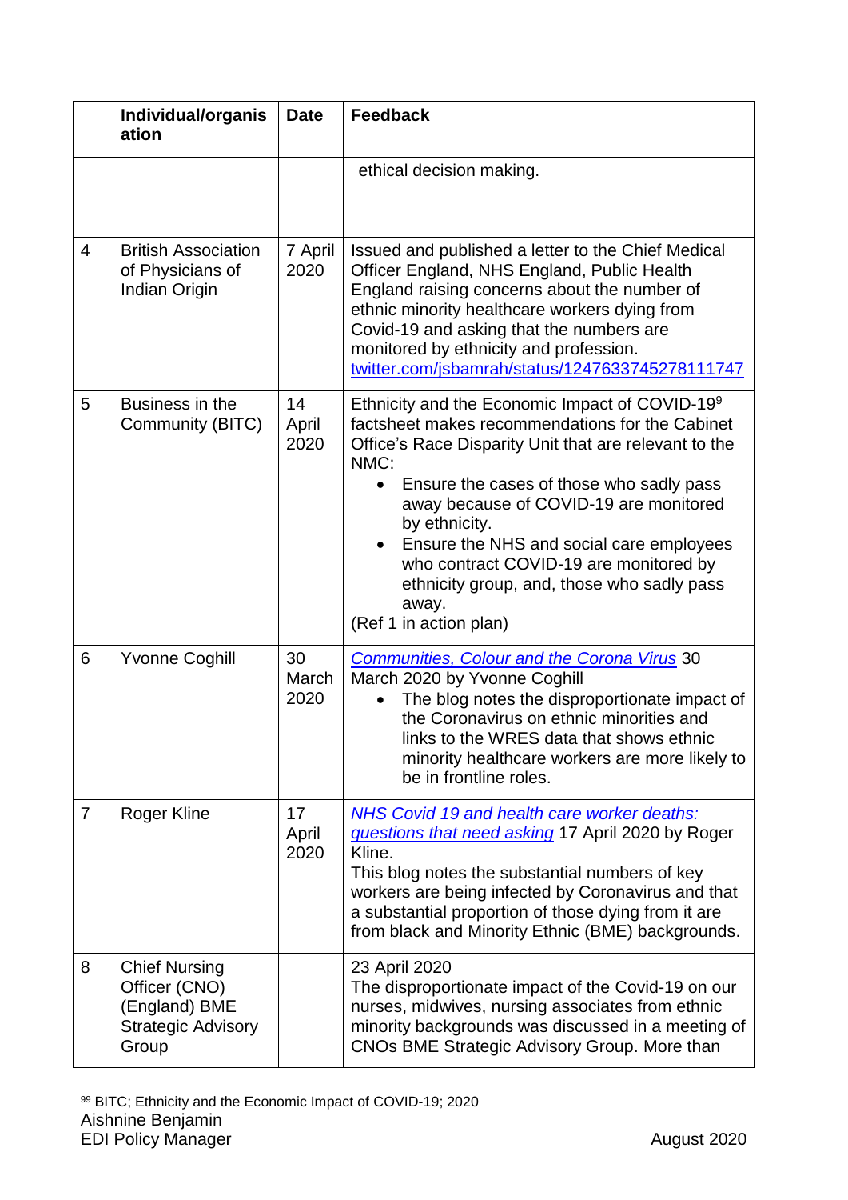|  | Individual/organisation | Date | Feedback |
|---|---|---|---|
|  |  |  | ethical decision making. |
| 4 | British Association of Physicians of Indian Origin | 7 April 2020 | Issued and published a letter to the Chief Medical Officer England, NHS England, Public Health England raising concerns about the number of ethnic minority healthcare workers dying from Covid-19 and asking that the numbers are monitored by ethnicity and profession. twitter.com/jsbamrah/status/1247633745278111747 |
| 5 | Business in the Community (BITC) | 14 April 2020 | Ethnicity and the Economic Impact of COVID-19[9] factsheet makes recommendations for the Cabinet Office's Race Disparity Unit that are relevant to the NMC:<br>• Ensure the cases of those who sadly pass away because of COVID-19 are monitored by ethnicity.<br>• Ensure the NHS and social care employees who contract COVID-19 are monitored by ethnicity group, and, those who sadly pass away.<br>(Ref 1 in action plan) |
| 6 | Yvonne Coghill | 30 March 2020 | *Communities, Colour and the Corona Virus* 30 March 2020 by Yvonne Coghill<br>• The blog notes the disproportionate impact of the Coronavirus on ethnic minorities and links to the WRES data that shows ethnic minority healthcare workers are more likely to be in frontline roles. |
| 7 | Roger Kline | 17 April 2020 | *NHS Covid 19 and health care worker deaths: questions that need asking* 17 April 2020 by Roger Kline.<br>This blog notes the substantial numbers of key workers are being infected by Coronavirus and that a substantial proportion of those dying from it are from black and Minority Ethnic (BME) backgrounds. |
| 8 | Chief Nursing Officer (CNO) (England) BME Strategic Advisory Group |  | 23 April 2020<br>The disproportionate impact of the Covid-19 on our nurses, midwives, nursing associates from ethnic minority backgrounds was discussed in a meeting of CNOs BME Strategic Advisory Group. More than |

[9] BITC; Ethnicity and the Economic Impact of COVID-19; 2020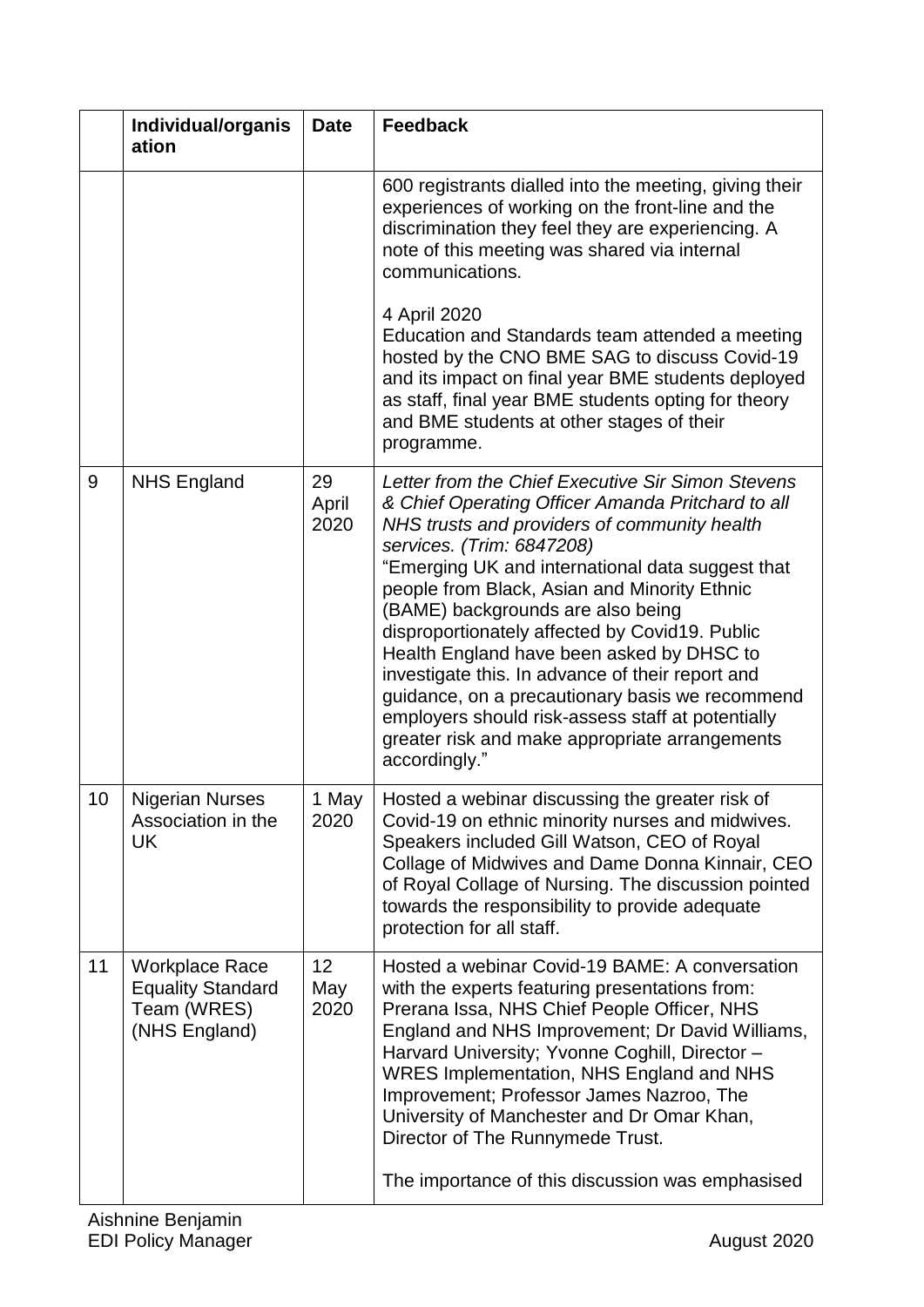| | Individual/organisation | Date | Feedback |
|---|---|---|---|
| | | | 600 registrants dialled into the meeting, giving their experiences of working on the front-line and the discrimination they feel they are experiencing. A note of this meeting was shared via internal communications.<br><br>4 April 2020<br>Education and Standards team attended a meeting hosted by the CNO BME SAG to discuss Covid-19 and its impact on final year BME students deployed as staff, final year BME students opting for theory and BME students at other stages of their programme. |
| 9 | NHS England | 29 April 2020 | *Letter from the Chief Executive Sir Simon Stevens & Chief Operating Officer Amanda Pritchard to all NHS trusts and providers of community health services. (Trim: 6847208)*<br>"Emerging UK and international data suggest that people from Black, Asian and Minority Ethnic (BAME) backgrounds are also being disproportionately affected by Covid19. Public Health England have been asked by DHSC to investigate this. In advance of their report and guidance, on a precautionary basis we recommend employers should risk-assess staff at potentially greater risk and make appropriate arrangements accordingly." |
| 10 | Nigerian Nurses Association in the UK | 1 May 2020 | Hosted a webinar discussing the greater risk of Covid-19 on ethnic minority nurses and midwives. Speakers included Gill Watson, CEO of Royal Collage of Midwives and Dame Donna Kinnair, CEO of Royal Collage of Nursing. The discussion pointed towards the responsibility to provide adequate protection for all staff. |
| 11 | Workplace Race Equality Standard Team (WRES) (NHS England) | 12 May 2020 | Hosted a webinar Covid-19 BAME: A conversation with the experts featuring presentations from: Prerana Issa, NHS Chief People Officer, NHS England and NHS Improvement; Dr David Williams, Harvard University; Yvonne Coghill, Director – WRES Implementation, NHS England and NHS Improvement; Professor James Nazroo, The University of Manchester and Dr Omar Khan, Director of The Runnymede Trust.<br><br>The importance of this discussion was emphasised |

Aishnine Benjamin
EDI Policy Manager

August 2020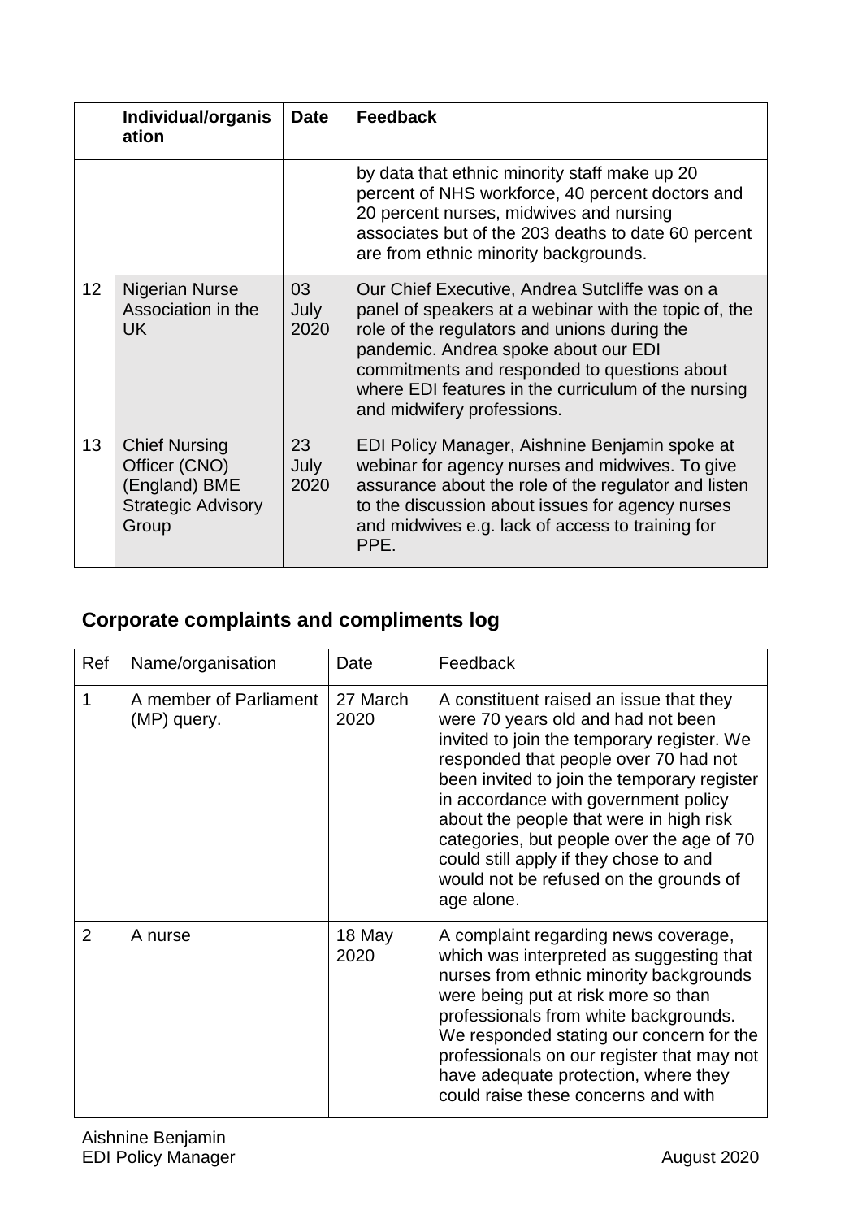| | Individual/organisation | Date | Feedback |
|---|---|---|---|
| | | | by data that ethnic minority staff make up 20 percent of NHS workforce, 40 percent doctors and 20 percent nurses, midwives and nursing associates but of the 203 deaths to date 60 percent are from ethnic minority backgrounds. |
| 12 | Nigerian Nurse Association in the UK | 03 July 2020 | Our Chief Executive, Andrea Sutcliffe was on a panel of speakers at a webinar with the topic of, the role of the regulators and unions during the pandemic. Andrea spoke about our EDI commitments and responded to questions about where EDI features in the curriculum of the nursing and midwifery professions. |
| 13 | Chief Nursing Officer (CNO) (England) BME Strategic Advisory Group | 23 July 2020 | EDI Policy Manager, Aishnine Benjamin spoke at webinar for agency nurses and midwives. To give assurance about the role of the regulator and listen to the discussion about issues for agency nurses and midwives e.g. lack of access to training for PPE. |

## Corporate complaints and compliments log

| Ref | Name/organisation | Date | Feedback |
|---|---|---|---|
| 1 | A member of Parliament (MP) query. | 27 March 2020 | A constituent raised an issue that they were 70 years old and had not been invited to join the temporary register. We responded that people over 70 had not been invited to join the temporary register in accordance with government policy about the people that were in high risk categories, but people over the age of 70 could still apply if they chose to and would not be refused on the grounds of age alone. |
| 2 | A nurse | 18 May 2020 | A complaint regarding news coverage, which was interpreted as suggesting that nurses from ethnic minority backgrounds were being put at risk more so than professionals from white backgrounds. We responded stating our concern for the professionals on our register that may not have adequate protection, where they could raise these concerns and with |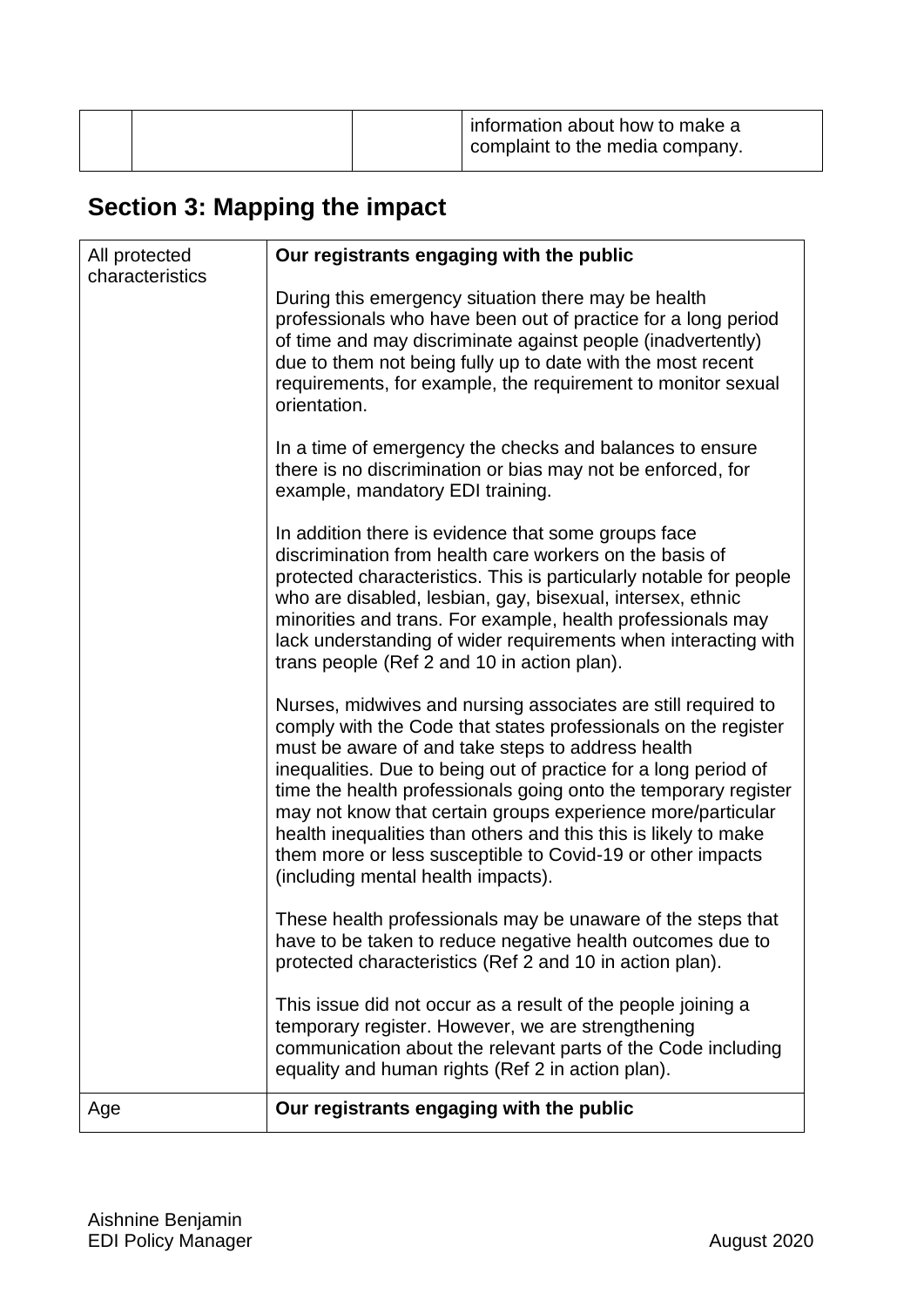| | | | information about how to make a complaint to the media company. |
|---|---|---|---|

## Section 3: Mapping the impact

| All protected characteristics | **Our registrants engaging with the public**<br><br>During this emergency situation there may be health professionals who have been out of practice for a long period of time and may discriminate against people (inadvertently) due to them not being fully up to date with the most recent requirements, for example, the requirement to monitor sexual orientation.<br><br>In a time of emergency the checks and balances to ensure there is no discrimination or bias may not be enforced, for example, mandatory EDI training.<br><br>In addition there is evidence that some groups face discrimination from health care workers on the basis of protected characteristics. This is particularly notable for people who are disabled, lesbian, gay, bisexual, intersex, ethnic minorities and trans. For example, health professionals may lack understanding of wider requirements when interacting with trans people (Ref 2 and 10 in action plan).<br><br>Nurses, midwives and nursing associates are still required to comply with the Code that states professionals on the register must be aware of and take steps to address health inequalities. Due to being out of practice for a long period of time the health professionals going onto the temporary register may not know that certain groups experience more/particular health inequalities than others and this this is likely to make them more or less susceptible to Covid-19 or other impacts (including mental health impacts).<br><br>These health professionals may be unaware of the steps that have to be taken to reduce negative health outcomes due to protected characteristics (Ref 2 and 10 in action plan).<br><br>This issue did not occur as a result of the people joining a temporary register. However, we are strengthening communication about the relevant parts of the Code including equality and human rights (Ref 2 in action plan). |
|---|---|
| Age | **Our registrants engaging with the public** |

Aishnine Benjamin
EDI Policy Manager

August 2020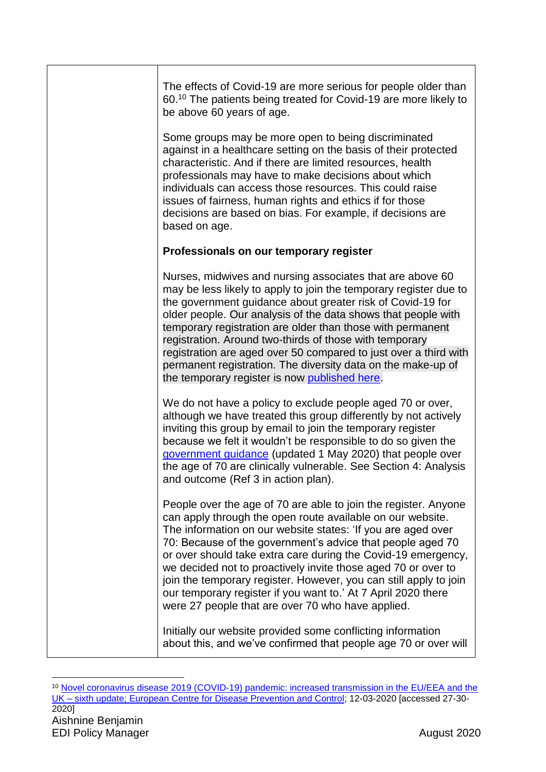| | |
|---|---|
| | The effects of Covid-19 are more serious for people older than 60.[10] The patients being treated for Covid-19 are more likely to be above 60 years of age.<br><br>Some groups may be more open to being discriminated against in a healthcare setting on the basis of their protected characteristic. And if there are limited resources, health professionals may have to make decisions about which individuals can access those resources. This could raise issues of fairness, human rights and ethics if for those decisions are based on bias. For example, if decisions are based on age.<br><br>**Professionals on our temporary register**<br><br>Nurses, midwives and nursing associates that are above 60 may be less likely to apply to join the temporary register due to the government guidance about greater risk of Covid-19 for older people. Our analysis of the data shows that people with temporary registration are older than those with permanent registration. Around two-thirds of those with temporary registration are aged over 50 compared to just over a third with permanent registration. The diversity data on the make-up of the temporary register is now published here.<br><br>We do not have a policy to exclude people aged 70 or over, although we have treated this group differently by not actively inviting this group by email to join the temporary register because we felt it wouldn't be responsible to do so given the government guidance (updated 1 May 2020) that people over the age of 70 are clinically vulnerable. See Section 4: Analysis and outcome (Ref 3 in action plan).<br><br>People over the age of 70 are able to join the register. Anyone can apply through the open route available on our website. The information on our website states: 'If you are aged over 70: Because of the government's advice that people aged 70 or over should take extra care during the Covid-19 emergency, we decided not to proactively invite those aged 70 or over to join the temporary register. However, you can still apply to join our temporary register if you want to.' At 7 April 2020 there were 27 people that are over 70 who have applied.<br><br>Initially our website provided some conflicting information about this, and we've confirmed that people age 70 or over will |

[10] Novel coronavirus disease 2019 (COVID-19) pandemic: increased transmission in the EU/EEA and the UK – sixth update; European Centre for Disease Prevention and Control; 12-03-2020 [accessed 27-30-2020]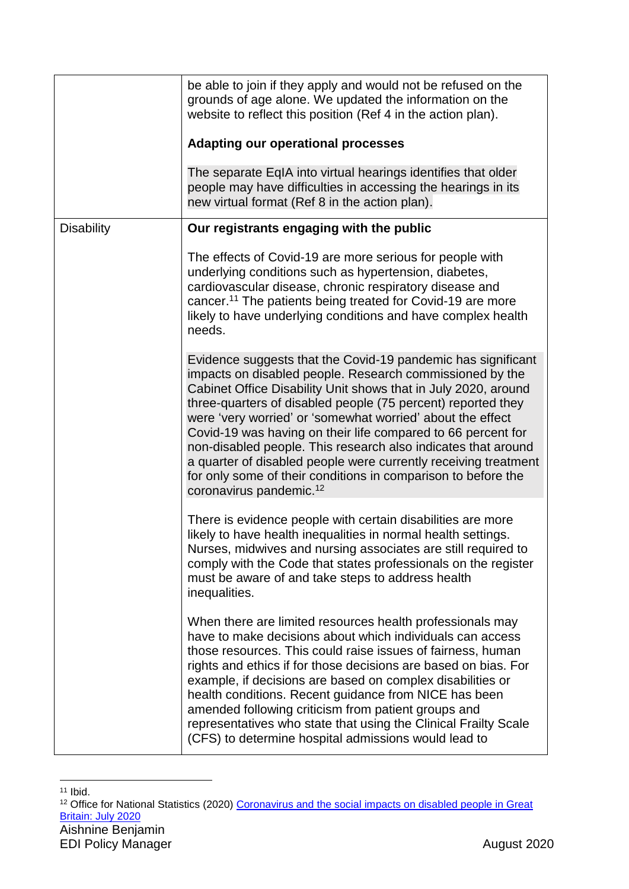| | |
|---|---|
| | be able to join if they apply and would not be refused on the grounds of age alone. We updated the information on the website to reflect this position (Ref 4 in the action plan).<br><br>**Adapting our operational processes**<br><br>The separate EqIA into virtual hearings identifies that older people may have difficulties in accessing the hearings in its new virtual format (Ref 8 in the action plan). |
| Disability | **Our registrants engaging with the public**<br><br>The effects of Covid-19 are more serious for people with underlying conditions such as hypertension, diabetes, cardiovascular disease, chronic respiratory disease and cancer.[11] The patients being treated for Covid-19 are more likely to have underlying conditions and have complex health needs.<br><br>Evidence suggests that the Covid-19 pandemic has significant impacts on disabled people. Research commissioned by the Cabinet Office Disability Unit shows that in July 2020, around three-quarters of disabled people (75 percent) reported they were 'very worried' or 'somewhat worried' about the effect Covid-19 was having on their life compared to 66 percent for non-disabled people. This research also indicates that around a quarter of disabled people were currently receiving treatment for only some of their conditions in comparison to before the coronavirus pandemic.[12]<br><br>There is evidence people with certain disabilities are more likely to have health inequalities in normal health settings. Nurses, midwives and nursing associates are still required to comply with the Code that states professionals on the register must be aware of and take steps to address health inequalities.<br><br>When there are limited resources health professionals may have to make decisions about which individuals can access those resources. This could raise issues of fairness, human rights and ethics if for those decisions are based on bias. For example, if decisions are based on complex disabilities or health conditions. Recent guidance from NICE has been amended following criticism from patient groups and representatives who state that using the Clinical Frailty Scale (CFS) to determine hospital admissions would lead to |

[11] Ibid.

[12] Office for National Statistics (2020) Coronavirus and the social impacts on disabled people in Great Britain: July 2020

Aishnine Benjamin
EDI Policy Manager

August 2020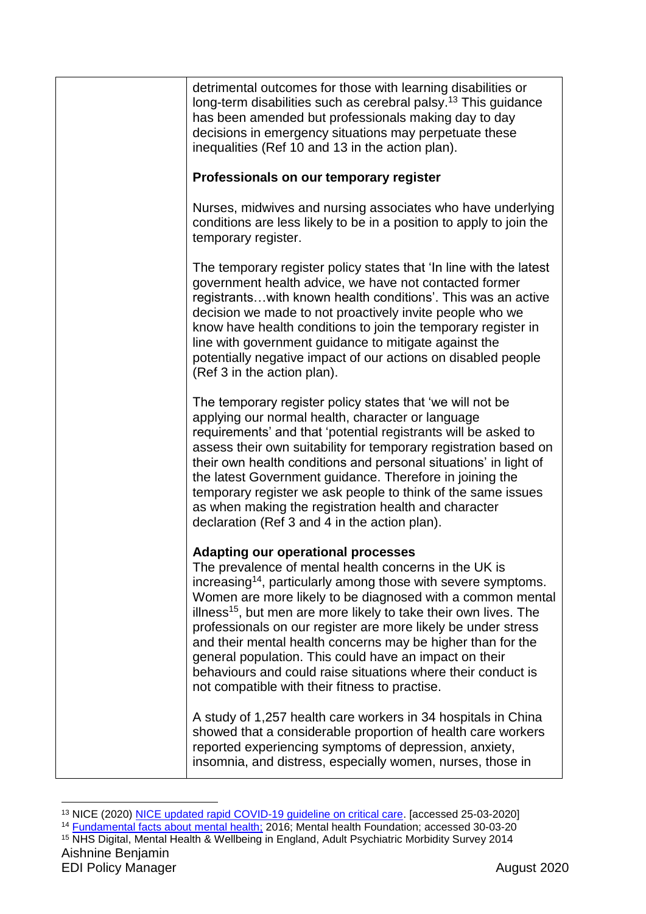| | detrimental outcomes for those with learning disabilities or long-term disabilities such as cerebral palsy.[13] This guidance has been amended but professionals making day to day decisions in emergency situations may perpetuate these inequalities (Ref 10 and 13 in the action plan).<br><br>**Professionals on our temporary register**<br><br>Nurses, midwives and nursing associates who have underlying conditions are less likely to be in a position to apply to join the temporary register.<br><br>The temporary register policy states that 'In line with the latest government health advice, we have not contacted former registrants…with known health conditions'. This was an active decision we made to not proactively invite people who we know have health conditions to join the temporary register in line with government guidance to mitigate against the potentially negative impact of our actions on disabled people (Ref 3 in the action plan).<br><br>The temporary register policy states that 'we will not be applying our normal health, character or language requirements' and that 'potential registrants will be asked to assess their own suitability for temporary registration based on their own health conditions and personal situations' in light of the latest Government guidance. Therefore in joining the temporary register we ask people to think of the same issues as when making the registration health and character declaration (Ref 3 and 4 in the action plan).<br><br>**Adapting our operational processes**<br>The prevalence of mental health concerns in the UK is increasing[14], particularly among those with severe symptoms. Women are more likely to be diagnosed with a common mental illness[15], but men are more likely to take their own lives. The professionals on our register are more likely be under stress and their mental health concerns may be higher than for the general population. This could have an impact on their behaviours and could raise situations where their conduct is not compatible with their fitness to practise.<br><br>A study of 1,257 health care workers in 34 hospitals in China showed that a considerable proportion of health care workers reported experiencing symptoms of depression, anxiety, insomnia, and distress, especially women, nurses, those in |
|---|---|

[13] NICE (2020) NICE updated rapid COVID-19 guideline on critical care. [accessed 25-03-2020]

[14] Fundamental facts about mental health; 2016; Mental health Foundation; accessed 30-03-20

[15] NHS Digital, Mental Health & Wellbeing in England, Adult Psychiatric Morbidity Survey 2014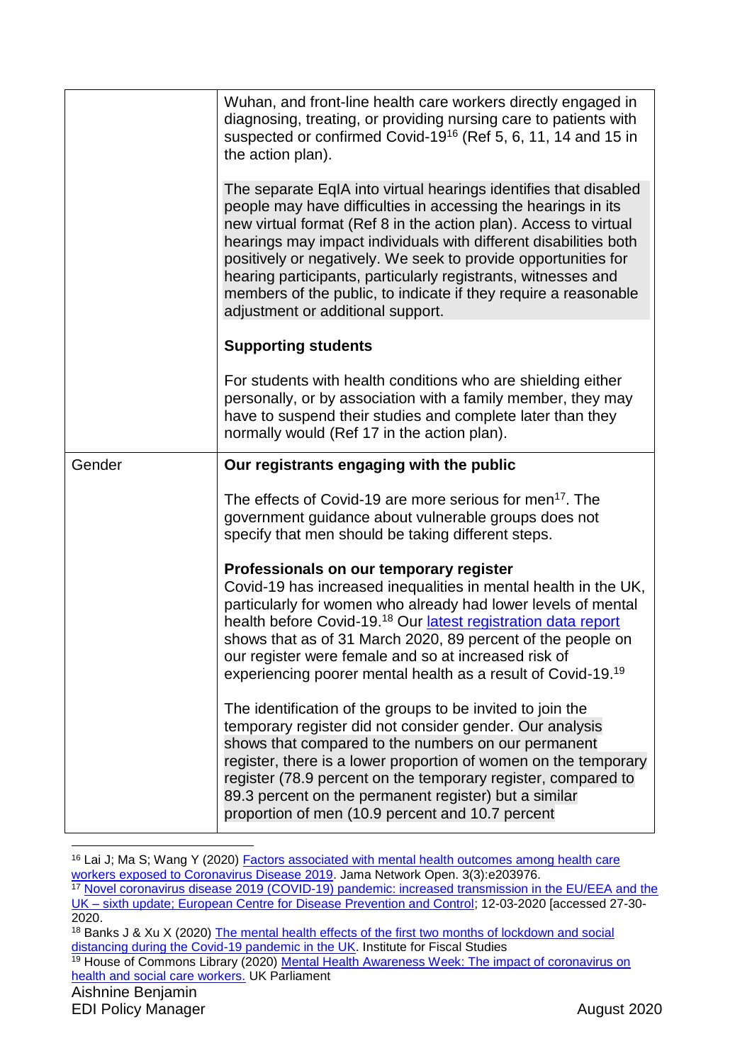| | |
|---|---|
| | Wuhan, and front-line health care workers directly engaged in diagnosing, treating, or providing nursing care to patients with suspected or confirmed Covid-19[16] (Ref 5, 6, 11, 14 and 15 in the action plan).<br><br>The separate EqIA into virtual hearings identifies that disabled people may have difficulties in accessing the hearings in its new virtual format (Ref 8 in the action plan). Access to virtual hearings may impact individuals with different disabilities both positively or negatively. We seek to provide opportunities for hearing participants, particularly registrants, witnesses and members of the public, to indicate if they require a reasonable adjustment or additional support.<br><br>**Supporting students**<br><br>For students with health conditions who are shielding either personally, or by association with a family member, they may have to suspend their studies and complete later than they normally would (Ref 17 in the action plan). |
| Gender | **Our registrants engaging with the public**<br><br>The effects of Covid-19 are more serious for men[17]. The government guidance about vulnerable groups does not specify that men should be taking different steps.<br><br>**Professionals on our temporary register**<br>Covid-19 has increased inequalities in mental health in the UK, particularly for women who already had lower levels of mental health before Covid-19.[18] Our latest registration data report shows that as of 31 March 2020, 89 percent of the people on our register were female and so at increased risk of experiencing poorer mental health as a result of Covid-19.[19]<br><br>The identification of the groups to be invited to join the temporary register did not consider gender. Our analysis shows that compared to the numbers on our permanent register, there is a lower proportion of women on the temporary register (78.9 percent on the temporary register, compared to 89.3 percent on the permanent register) but a similar proportion of men (10.9 percent and 10.7 percent |

[16] Lai J; Ma S; Wang Y (2020) Factors associated with mental health outcomes among health care workers exposed to Coronavirus Disease 2019. Jama Network Open. 3(3):e203976.

[17] Novel coronavirus disease 2019 (COVID-19) pandemic: increased transmission in the EU/EEA and the UK – sixth update; European Centre for Disease Prevention and Control; 12-03-2020 [accessed 27-30-2020.

[18] Banks J & Xu X (2020) The mental health effects of the first two months of lockdown and social distancing during the Covid-19 pandemic in the UK. Institute for Fiscal Studies

[19] House of Commons Library (2020) Mental Health Awareness Week: The impact of coronavirus on health and social care workers. UK Parliament

Aishnine Benjamin
EDI Policy Manager
August 2020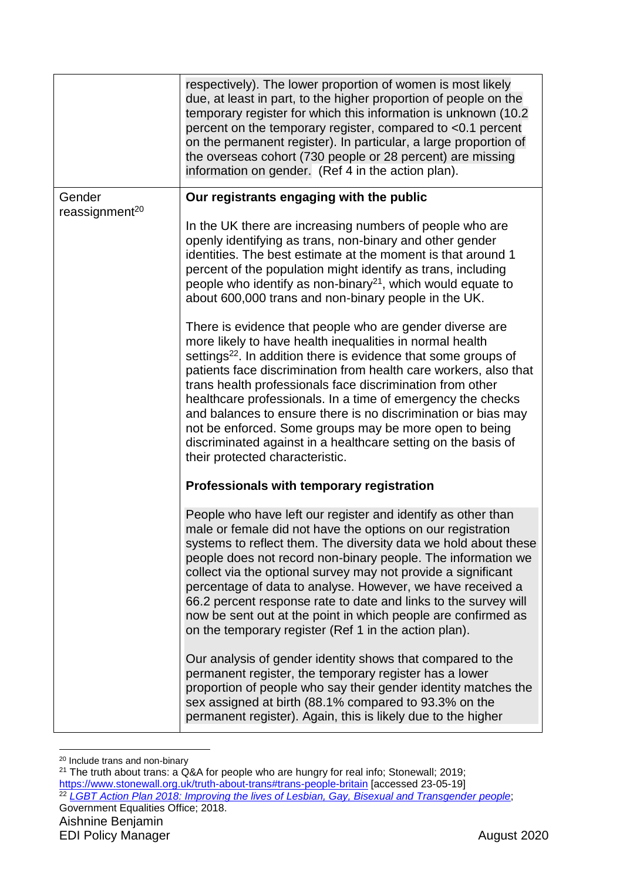| | |
|---|---|
| | respectively). The lower proportion of women is most likely due, at least in part, to the higher proportion of people on the temporary register for which this information is unknown (10.2 percent on the temporary register, compared to <0.1 percent on the permanent register). In particular, a large proportion of the overseas cohort (730 people or 28 percent) are missing information on gender. (Ref 4 in the action plan). |
| Gender reassignment[20] | **Our registrants engaging with the public**<br><br>In the UK there are increasing numbers of people who are openly identifying as trans, non-binary and other gender identities. The best estimate at the moment is that around 1 percent of the population might identify as trans, including people who identify as non-binary[21], which would equate to about 600,000 trans and non-binary people in the UK.<br><br>There is evidence that people who are gender diverse are more likely to have health inequalities in normal health settings[22]. In addition there is evidence that some groups of patients face discrimination from health care workers, also that trans health professionals face discrimination from other healthcare professionals. In a time of emergency the checks and balances to ensure there is no discrimination or bias may not be enforced. Some groups may be more open to being discriminated against in a healthcare setting on the basis of their protected characteristic.<br><br>**Professionals with temporary registration**<br><br>People who have left our register and identify as other than male or female did not have the options on our registration systems to reflect them. The diversity data we hold about these people does not record non-binary people. The information we collect via the optional survey may not provide a significant percentage of data to analyse. However, we have received a 66.2 percent response rate to date and links to the survey will now be sent out at the point in which people are confirmed as on the temporary register (Ref 1 in the action plan).<br><br>Our analysis of gender identity shows that compared to the permanent register, the temporary register has a lower proportion of people who say their gender identity matches the sex assigned at birth (88.1% compared to 93.3% on the permanent register). Again, this is likely due to the higher |

[20] Include trans and non-binary

[21] The truth about trans: a Q&A for people who are hungry for real info; Stonewall; 2019; https://www.stonewall.org.uk/truth-about-trans#trans-people-britain [accessed 23-05-19]

[22] *LGBT Action Plan 2018: Improving the lives of Lesbian, Gay, Bisexual and Transgender people*; Government Equalities Office; 2018.

Aishnine Benjamin
EDI Policy Manager
August 2020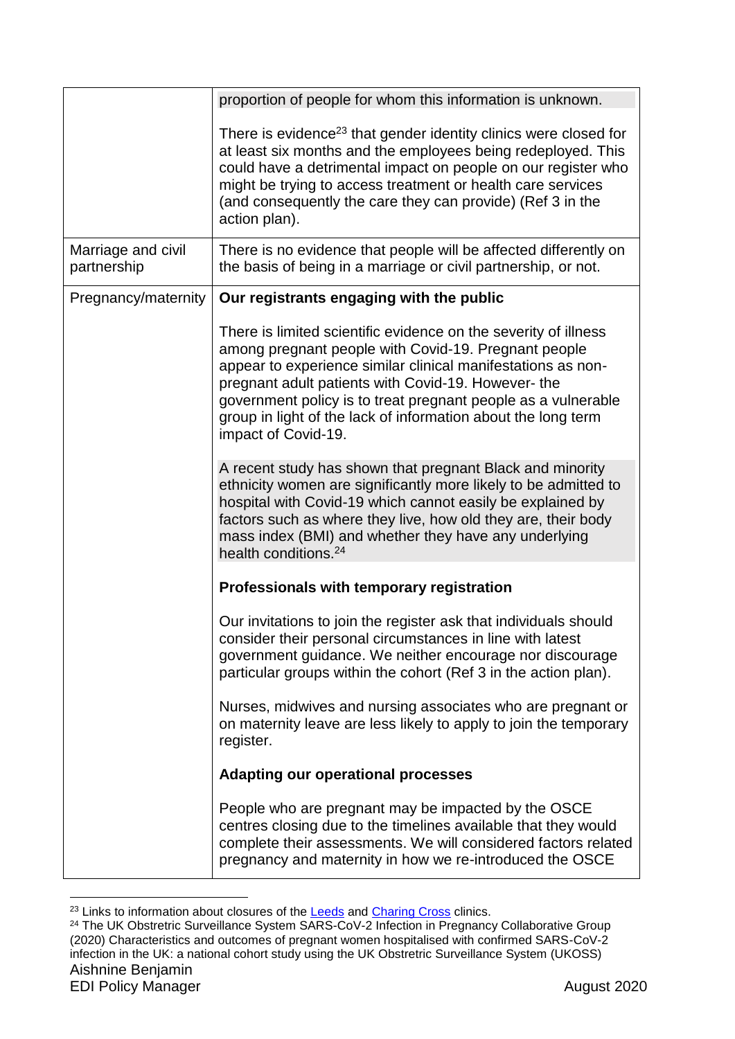| | |
|---|---|
| | proportion of people for whom this information is unknown.<br><br>There is evidence[23] that gender identity clinics were closed for at least six months and the employees being redeployed. This could have a detrimental impact on people on our register who might be trying to access treatment or health care services (and consequently the care they can provide) (Ref 3 in the action plan). |
| Marriage and civil partnership | There is no evidence that people will be affected differently on the basis of being in a marriage or civil partnership, or not. |
| Pregnancy/maternity | **Our registrants engaging with the public**<br><br>There is limited scientific evidence on the severity of illness among pregnant people with Covid-19. Pregnant people appear to experience similar clinical manifestations as non-pregnant adult patients with Covid-19. However- the government policy is to treat pregnant people as a vulnerable group in light of the lack of information about the long term impact of Covid-19.<br><br>A recent study has shown that pregnant Black and minority ethnicity women are significantly more likely to be admitted to hospital with Covid-19 which cannot easily be explained by factors such as where they live, how old they are, their body mass index (BMI) and whether they have any underlying health conditions.[24]<br><br>**Professionals with temporary registration**<br><br>Our invitations to join the register ask that individuals should consider their personal circumstances in line with latest government guidance. We neither encourage nor discourage particular groups within the cohort (Ref 3 in the action plan).<br><br>Nurses, midwives and nursing associates who are pregnant or on maternity leave are less likely to apply to join the temporary register.<br><br>**Adapting our operational processes**<br><br>People who are pregnant may be impacted by the OSCE centres closing due to the timelines available that they would complete their assessments. We will considered factors related pregnancy and maternity in how we re-introduced the OSCE |

[23] Links to information about closures of the Leeds and Charing Cross clinics.

[24] The UK Obstretric Surveillance System SARS-CoV-2 Infection in Pregnancy Collaborative Group (2020) Characteristics and outcomes of pregnant women hospitalised with confirmed SARS-CoV-2 infection in the UK: a national cohort study using the UK Obstretric Surveillance System (UKOSS)

Aishnine Benjamin
EDI Policy Manager

August 2020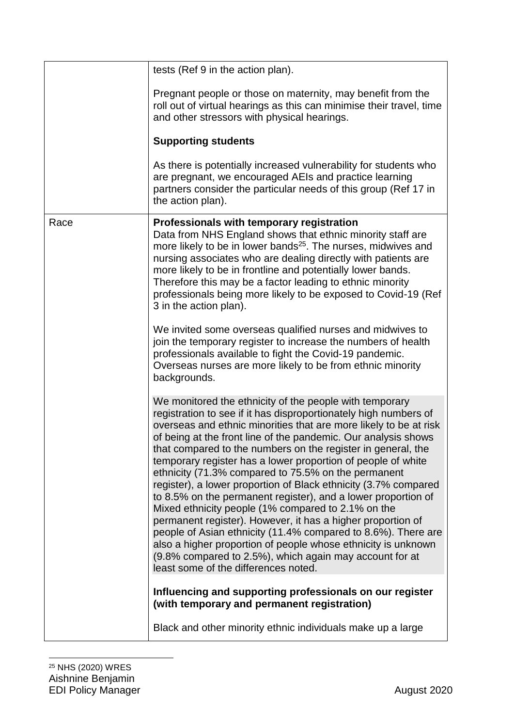| | |
|---|---|
| | tests (Ref 9 in the action plan).<br><br>Pregnant people or those on maternity, may benefit from the roll out of virtual hearings as this can minimise their travel, time and other stressors with physical hearings.<br><br>**Supporting students**<br><br>As there is potentially increased vulnerability for students who are pregnant, we encouraged AEIs and practice learning partners consider the particular needs of this group (Ref 17 in the action plan). |
| Race | **Professionals with temporary registration**<br>Data from NHS England shows that ethnic minority staff are more likely to be in lower bands[25]. The nurses, midwives and nursing associates who are dealing directly with patients are more likely to be in frontline and potentially lower bands. Therefore this may be a factor leading to ethnic minority professionals being more likely to be exposed to Covid-19 (Ref 3 in the action plan).<br><br>We invited some overseas qualified nurses and midwives to join the temporary register to increase the numbers of health professionals available to fight the Covid-19 pandemic. Overseas nurses are more likely to be from ethnic minority backgrounds.<br><br>We monitored the ethnicity of the people with temporary registration to see if it has disproportionately high numbers of overseas and ethnic minorities that are more likely to be at risk of being at the front line of the pandemic. Our analysis shows that compared to the numbers on the register in general, the temporary register has a lower proportion of people of white ethnicity (71.3% compared to 75.5% on the permanent register), a lower proportion of Black ethnicity (3.7% compared to 8.5% on the permanent register), and a lower proportion of Mixed ethnicity people (1% compared to 2.1% on the permanent register). However, it has a higher proportion of people of Asian ethnicity (11.4% compared to 8.6%). There are also a higher proportion of people whose ethnicity is unknown (9.8% compared to 2.5%), which again may account for at least some of the differences noted.<br><br>**Influencing and supporting professionals on our register (with temporary and permanent registration)**<br><br>Black and other minority ethnic individuals make up a large |

[25] NHS (2020) WRES

Aishnine Benjamin
EDI Policy Manager
August 2020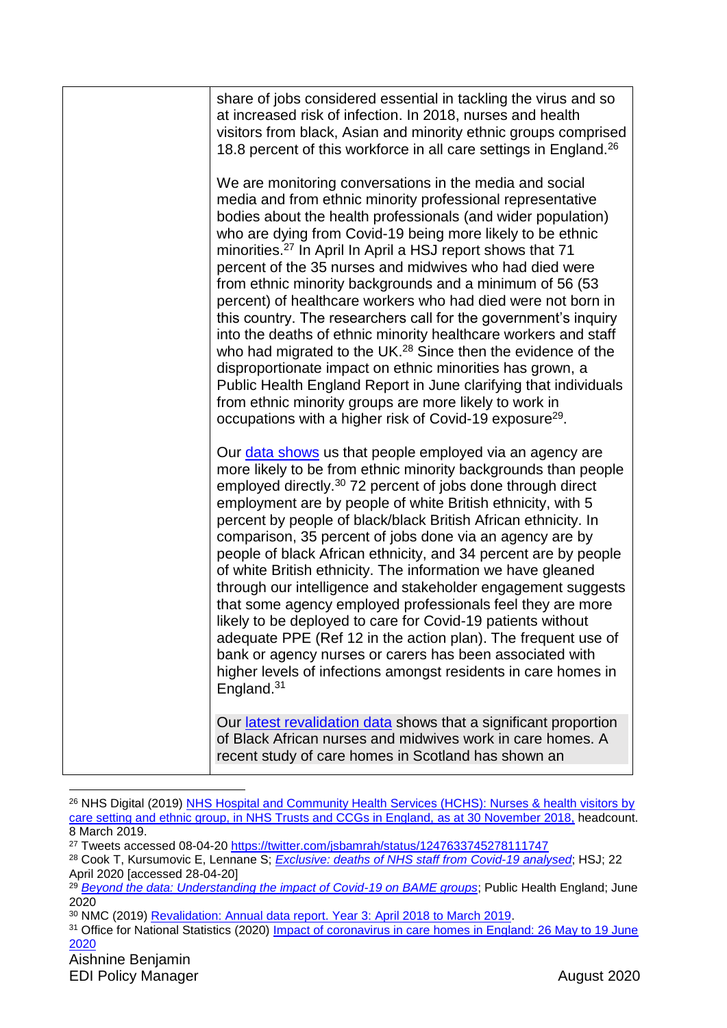| | share of jobs considered essential in tackling the virus and so at increased risk of infection. In 2018, nurses and health visitors from black, Asian and minority ethnic groups comprised 18.8 percent of this workforce in all care settings in England.[26]<br><br>We are monitoring conversations in the media and social media and from ethnic minority professional representative bodies about the health professionals (and wider population) who are dying from Covid-19 being more likely to be ethnic minorities.[27] In April In April a HSJ report shows that 71 percent of the 35 nurses and midwives who had died were from ethnic minority backgrounds and a minimum of 56 (53 percent) of healthcare workers who had died were not born in this country. The researchers call for the government's inquiry into the deaths of ethnic minority healthcare workers and staff who had migrated to the UK.[28] Since then the evidence of the disproportionate impact on ethnic minorities has grown, a Public Health England Report in June clarifying that individuals from ethnic minority groups are more likely to work in occupations with a higher risk of Covid-19 exposure[29].<br><br>Our data shows us that people employed via an agency are more likely to be from ethnic minority backgrounds than people employed directly.[30] 72 percent of jobs done through direct employment are by people of white British ethnicity, with 5 percent by people of black/black British African ethnicity. In comparison, 35 percent of jobs done via an agency are by people of black African ethnicity, and 34 percent are by people of white British ethnicity. The information we have gleaned through our intelligence and stakeholder engagement suggests that some agency employed professionals feel they are more likely to be deployed to care for Covid-19 patients without adequate PPE (Ref 12 in the action plan). The frequent use of bank or agency nurses or carers has been associated with higher levels of infections amongst residents in care homes in England.[31]<br><br>Our latest revalidation data shows that a significant proportion of Black African nurses and midwives work in care homes. A recent study of care homes in Scotland has shown an |
|---|---|

[26] NHS Digital (2019) NHS Hospital and Community Health Services (HCHS): Nurses & health visitors by care setting and ethnic group, in NHS Trusts and CCGs in England, as at 30 November 2018, headcount. 8 March 2019.

[27] Tweets accessed 08-04-20 https://twitter.com/jsbamrah/status/1247633745278111747

[28] Cook T, Kursumovic E, Lennane S; *Exclusive: deaths of NHS staff from Covid-19 analysed*; HSJ; 22 April 2020 [accessed 28-04-20]

[29] *Beyond the data: Understanding the impact of Covid-19 on BAME groups*; Public Health England; June 2020

[30] NMC (2019) Revalidation: Annual data report. Year 3: April 2018 to March 2019.

[31] Office for National Statistics (2020) Impact of coronavirus in care homes in England: 26 May to 19 June 2020

Aishnine Benjamin
EDI Policy Manager
August 2020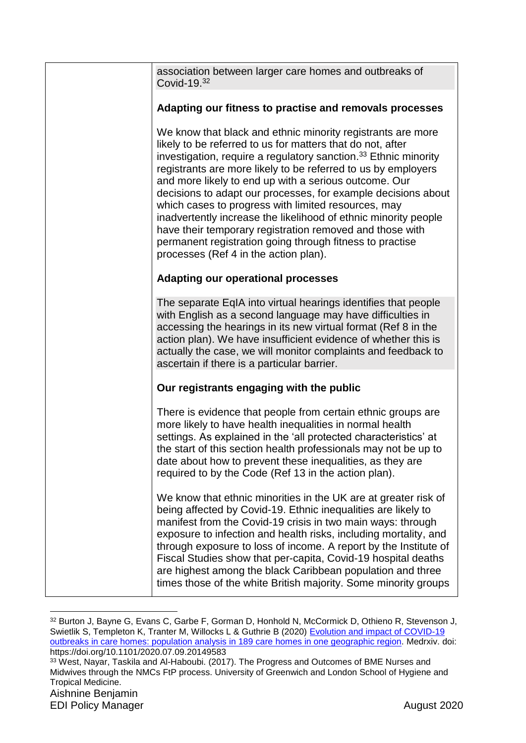association between larger care homes and outbreaks of Covid-19.[32]

**Adapting our fitness to practise and removals processes**

We know that black and ethnic minority registrants are more likely to be referred to us for matters that do not, after investigation, require a regulatory sanction.[33] Ethnic minority registrants are more likely to be referred to us by employers and more likely to end up with a serious outcome. Our decisions to adapt our processes, for example decisions about which cases to progress with limited resources, may inadvertently increase the likelihood of ethnic minority people have their temporary registration removed and those with permanent registration going through fitness to practise processes (Ref 4 in the action plan).

**Adapting our operational processes**

The separate EqIA into virtual hearings identifies that people with English as a second language may have difficulties in accessing the hearings in its new virtual format (Ref 8 in the action plan). We have insufficient evidence of whether this is actually the case, we will monitor complaints and feedback to ascertain if there is a particular barrier.

**Our registrants engaging with the public**

There is evidence that people from certain ethnic groups are more likely to have health inequalities in normal health settings. As explained in the 'all protected characteristics' at the start of this section health professionals may not be up to date about how to prevent these inequalities, as they are required to by the Code (Ref 13 in the action plan).

We know that ethnic minorities in the UK are at greater risk of being affected by Covid-19. Ethnic inequalities are likely to manifest from the Covid-19 crisis in two main ways: through exposure to infection and health risks, including mortality, and through exposure to loss of income. A report by the Institute of Fiscal Studies show that per-capita, Covid-19 hospital deaths are highest among the black Caribbean population and three times those of the white British majority. Some minority groups

---

[32] Burton J, Bayne G, Evans C, Garbe F, Gorman D, Honhold N, McCormick D, Othieno R, Stevenson J, Swietlik S, Templeton K, Tranter M, Willocks L & Guthrie B (2020) Evolution and impact of COVID-19 outbreaks in care homes: population analysis in 189 care homes in one geographic region. Medrxiv. doi: https://doi.org/10.1101/2020.07.09.20149583

[33] West, Nayar, Taskila and Al-Haboubi. (2017). The Progress and Outcomes of BME Nurses and Midwives through the NMCs FtP process. University of Greenwich and London School of Hygiene and Tropical Medicine.

Aishnine Benjamin
EDI Policy Manager
August 2020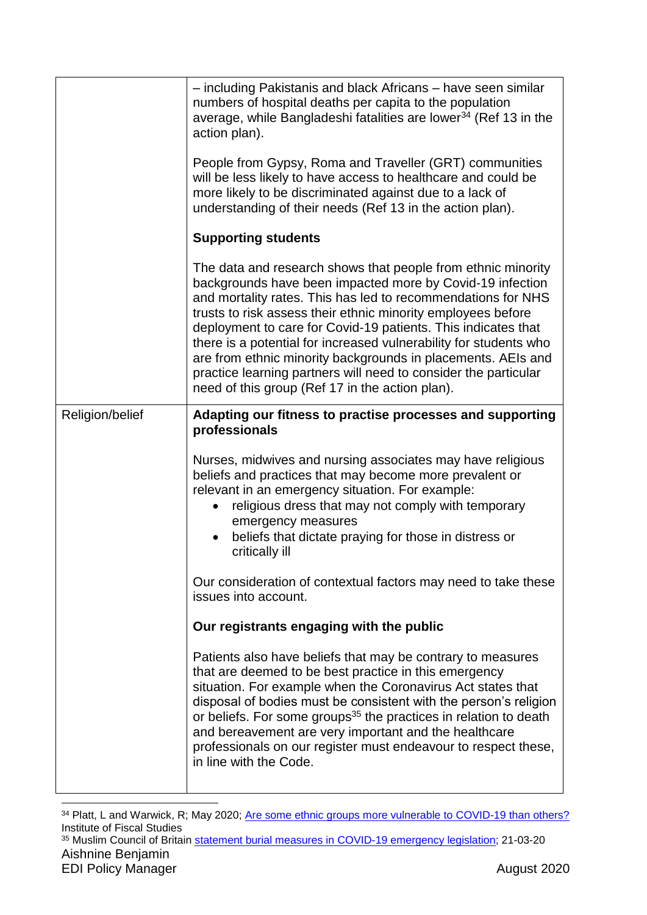| | |
|---|---|
| | – including Pakistanis and black Africans – have seen similar numbers of hospital deaths per capita to the population average, while Bangladeshi fatalities are lower[34] (Ref 13 in the action plan).<br><br>People from Gypsy, Roma and Traveller (GRT) communities will be less likely to have access to healthcare and could be more likely to be discriminated against due to a lack of understanding of their needs (Ref 13 in the action plan).<br><br>**Supporting students**<br><br>The data and research shows that people from ethnic minority backgrounds have been impacted more by Covid-19 infection and mortality rates. This has led to recommendations for NHS trusts to risk assess their ethnic minority employees before deployment to care for Covid-19 patients. This indicates that there is a potential for increased vulnerability for students who are from ethnic minority backgrounds in placements. AEIs and practice learning partners will need to consider the particular need of this group (Ref 17 in the action plan). |
| Religion/belief | **Adapting our fitness to practise processes and supporting professionals**<br><br>Nurses, midwives and nursing associates may have religious beliefs and practices that may become more prevalent or relevant in an emergency situation. For example:<br>• religious dress that may not comply with temporary emergency measures<br>• beliefs that dictate praying for those in distress or critically ill<br><br>Our consideration of contextual factors may need to take these issues into account.<br><br>**Our registrants engaging with the public**<br><br>Patients also have beliefs that may be contrary to measures that are deemed to be best practice in this emergency situation. For example when the Coronavirus Act states that disposal of bodies must be consistent with the person's religion or beliefs. For some groups[35] the practices in relation to death and bereavement are very important and the healthcare professionals on our register must endeavour to respect these, in line with the Code. |

[34] Platt, L and Warwick, R; May 2020; Are some ethnic groups more vulnerable to COVID-19 than others? Institute of Fiscal Studies

[35] Muslim Council of Britain statement burial measures in COVID-19 emergency legislation; 21-03-20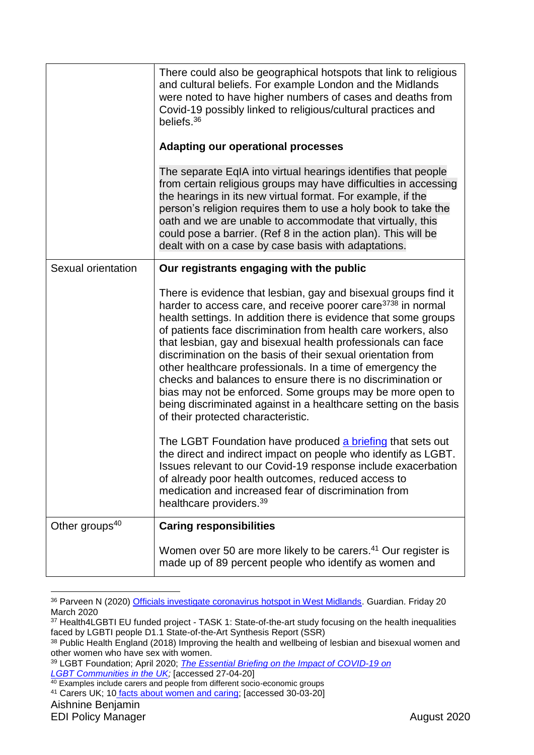| | |
|---|---|
| | There could also be geographical hotspots that link to religious and cultural beliefs. For example London and the Midlands were noted to have higher numbers of cases and deaths from Covid-19 possibly linked to religious/cultural practices and beliefs.[36]<br><br>**Adapting our operational processes**<br><br>The separate EqIA into virtual hearings identifies that people from certain religious groups may have difficulties in accessing the hearings in its new virtual format. For example, if the person's religion requires them to use a holy book to take the oath and we are unable to accommodate that virtually, this could pose a barrier. (Ref 8 in the action plan). This will be dealt with on a case by case basis with adaptations. |
| Sexual orientation | **Our registrants engaging with the public**<br><br>There is evidence that lesbian, gay and bisexual groups find it harder to access care, and receive poorer care[37][38] in normal health settings. In addition there is evidence that some groups of patients face discrimination from health care workers, also that lesbian, gay and bisexual health professionals can face discrimination on the basis of their sexual orientation from other healthcare professionals. In a time of emergency the checks and balances to ensure there is no discrimination or bias may not be enforced. Some groups may be more open to being discriminated against in a healthcare setting on the basis of their protected characteristic.<br><br>The LGBT Foundation have produced a briefing that sets out the direct and indirect impact on people who identify as LGBT. Issues relevant to our Covid-19 response include exacerbation of already poor health outcomes, reduced access to medication and increased fear of discrimination from healthcare providers.[39] |
| Other groups[40] | **Caring responsibilities**<br><br>Women over 50 are more likely to be carers.[41] Our register is made up of 89 percent people who identify as women and |

[36] Parveen N (2020) Officials investigate coronavirus hotspot in West Midlands. Guardian. Friday 20 March 2020

[37] Health4LGBTI EU funded project - TASK 1: State-of-the-art study focusing on the health inequalities faced by LGBTI people D1.1 State-of-the-Art Synthesis Report (SSR)

[38] Public Health England (2018) Improving the health and wellbeing of lesbian and bisexual women and other women who have sex with women.

[39] LGBT Foundation; April 2020; *The Essential Briefing on the Impact of COVID-19 on LGBT Communities in the UK;* [accessed 27-04-20]

[40] Examples include carers and people from different socio-economic groups

[41] Carers UK; 10 facts about women and caring; [accessed 30-03-20]

Aishnine Benjamin
EDI Policy Manager
August 2020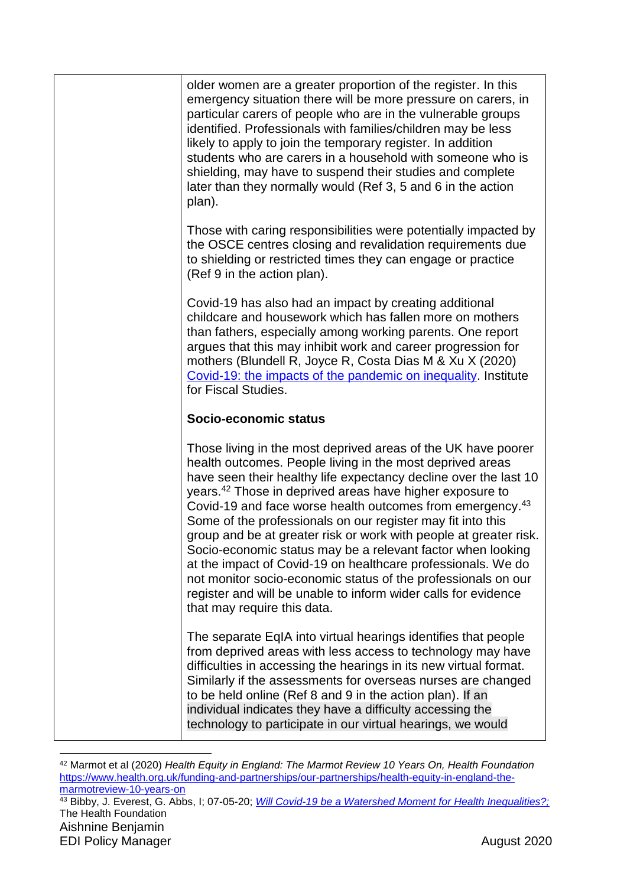| | older women are a greater proportion of the register. In this emergency situation there will be more pressure on carers, in particular carers of people who are in the vulnerable groups identified. Professionals with families/children may be less likely to apply to join the temporary register. In addition students who are carers in a household with someone who is shielding, may have to suspend their studies and complete later than they normally would (Ref 3, 5 and 6 in the action plan).<br><br>Those with caring responsibilities were potentially impacted by the OSCE centres closing and revalidation requirements due to shielding or restricted times they can engage or practice (Ref 9 in the action plan).<br><br>Covid-19 has also had an impact by creating additional childcare and housework which has fallen more on mothers than fathers, especially among working parents. One report argues that this may inhibit work and career progression for mothers (Blundell R, Joyce R, Costa Dias M & Xu X (2020) [Covid-19: the impacts of the pandemic on inequality](). Institute for Fiscal Studies.<br><br>**Socio-economic status**<br><br>Those living in the most deprived areas of the UK have poorer health outcomes. People living in the most deprived areas have seen their healthy life expectancy decline over the last 10 years.[42] Those in deprived areas have higher exposure to Covid-19 and face worse health outcomes from emergency.[43] Some of the professionals on our register may fit into this group and be at greater risk or work with people at greater risk. Socio-economic status may be a relevant factor when looking at the impact of Covid-19 on healthcare professionals. We do not monitor socio-economic status of the professionals on our register and will be unable to inform wider calls for evidence that may require this data.<br><br>The separate EqIA into virtual hearings identifies that people from deprived areas with less access to technology may have difficulties in accessing the hearings in its new virtual format. Similarly if the assessments for overseas nurses are changed to be held online (Ref 8 and 9 in the action plan). If an individual indicates they have a difficulty accessing the technology to participate in our virtual hearings, we would |
|---|---|

[42] Marmot et al (2020) *Health Equity in England: The Marmot Review 10 Years On, Health Foundation* https://www.health.org.uk/funding-and-partnerships/our-partnerships/health-equity-in-england-the-marmotreview-10-years-on

[43] Bibby, J. Everest, G. Abbs, I; 07-05-20; [*Will Covid-19 be a Watershed Moment for Health Inequalities?;*]() The Health Foundation

Aishnine Benjamin
EDI Policy Manager
August 2020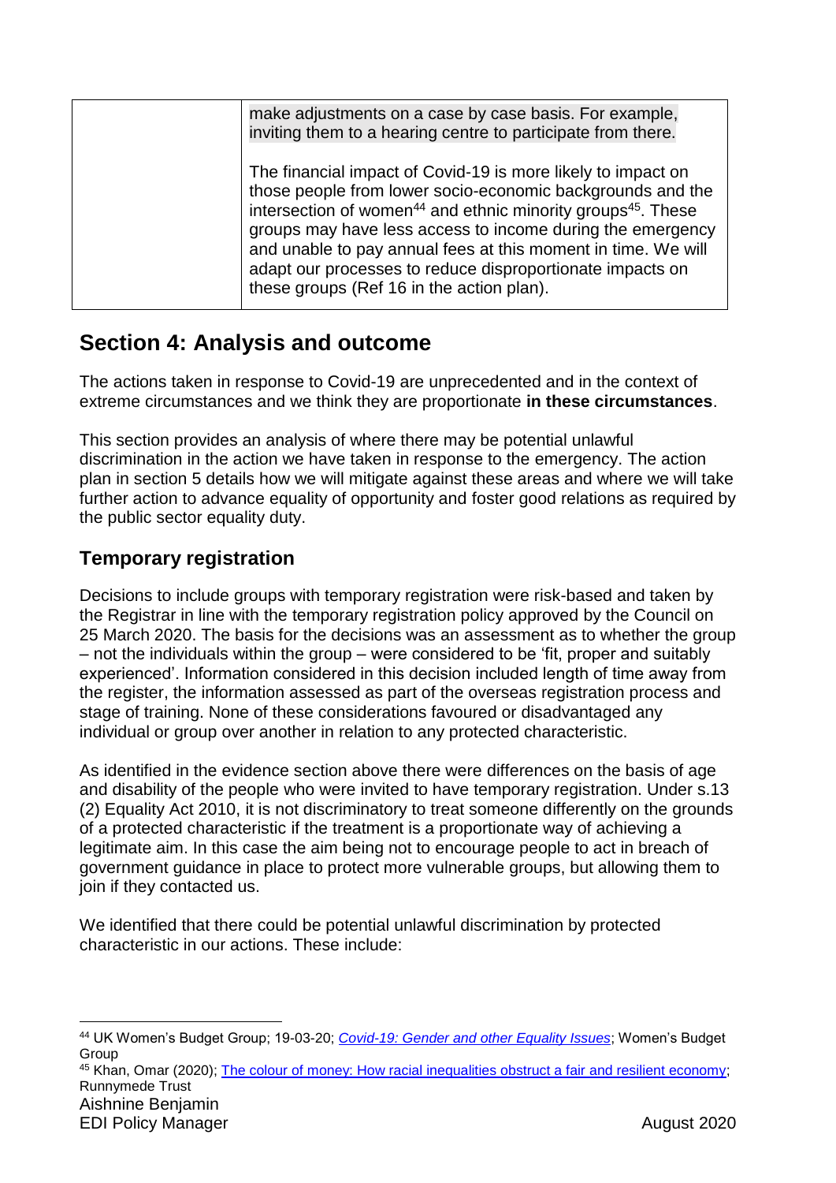| | make adjustments on a case by case basis. For example, inviting them to a hearing centre to participate from there.<br><br>The financial impact of Covid-19 is more likely to impact on those people from lower socio-economic backgrounds and the intersection of women[44] and ethnic minority groups[45]. These groups may have less access to income during the emergency and unable to pay annual fees at this moment in time. We will adapt our processes to reduce disproportionate impacts on these groups (Ref 16 in the action plan). |
|---|---|

## Section 4: Analysis and outcome

The actions taken in response to Covid-19 are unprecedented and in the context of extreme circumstances and we think they are proportionate **in these circumstances**.

This section provides an analysis of where there may be potential unlawful discrimination in the action we have taken in response to the emergency. The action plan in section 5 details how we will mitigate against these areas and where we will take further action to advance equality of opportunity and foster good relations as required by the public sector equality duty.

### Temporary registration

Decisions to include groups with temporary registration were risk-based and taken by the Registrar in line with the temporary registration policy approved by the Council on 25 March 2020. The basis for the decisions was an assessment as to whether the group – not the individuals within the group – were considered to be 'fit, proper and suitably experienced'. Information considered in this decision included length of time away from the register, the information assessed as part of the overseas registration process and stage of training. None of these considerations favoured or disadvantaged any individual or group over another in relation to any protected characteristic.

As identified in the evidence section above there were differences on the basis of age and disability of the people who were invited to have temporary registration. Under s.13 (2) Equality Act 2010, it is not discriminatory to treat someone differently on the grounds of a protected characteristic if the treatment is a proportionate way of achieving a legitimate aim. In this case the aim being not to encourage people to act in breach of government guidance in place to protect more vulnerable groups, but allowing them to join if they contacted us.

We identified that there could be potential unlawful discrimination by protected characteristic in our actions. These include:

---

[44] UK Women's Budget Group; 19-03-20; *Covid-19: Gender and other Equality Issues*; Women's Budget Group

[45] Khan, Omar (2020); The colour of money: How racial inequalities obstruct a fair and resilient economy; Runnymede Trust

Aishnine Benjamin
EDI Policy Manager
August 2020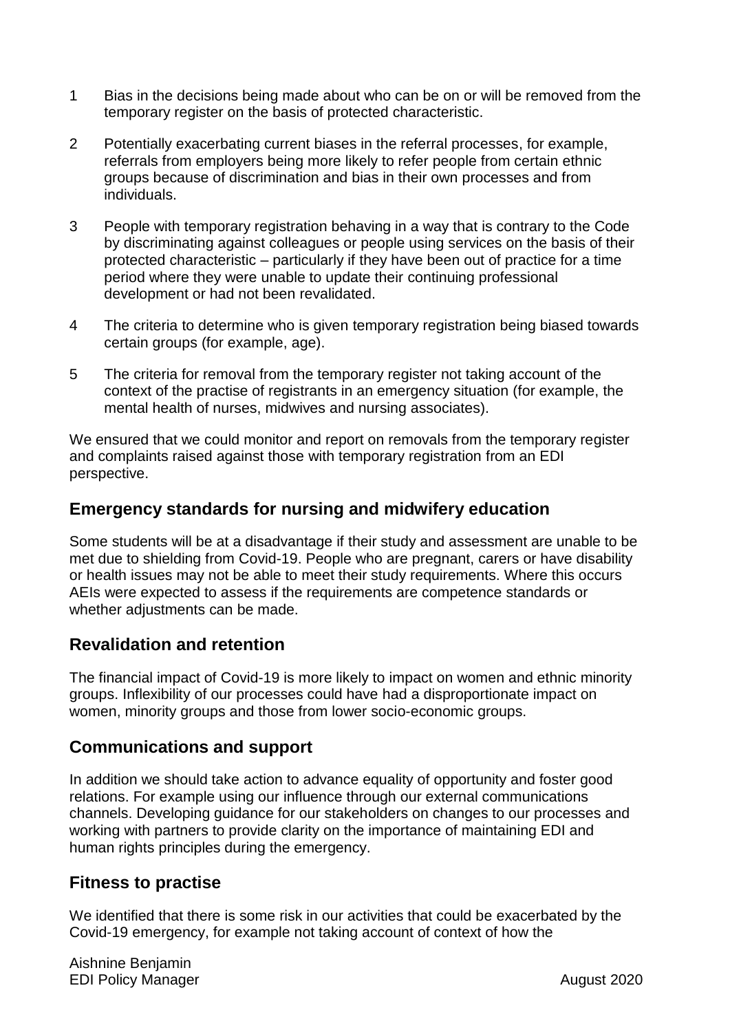1. Bias in the decisions being made about who can be on or will be removed from the temporary register on the basis of protected characteristic.

2. Potentially exacerbating current biases in the referral processes, for example, referrals from employers being more likely to refer people from certain ethnic groups because of discrimination and bias in their own processes and from individuals.

3. People with temporary registration behaving in a way that is contrary to the Code by discriminating against colleagues or people using services on the basis of their protected characteristic – particularly if they have been out of practice for a time period where they were unable to update their continuing professional development or had not been revalidated.

4. The criteria to determine who is given temporary registration being biased towards certain groups (for example, age).

5. The criteria for removal from the temporary register not taking account of the context of the practise of registrants in an emergency situation (for example, the mental health of nurses, midwives and nursing associates).

We ensured that we could monitor and report on removals from the temporary register and complaints raised against those with temporary registration from an EDI perspective.

## Emergency standards for nursing and midwifery education

Some students will be at a disadvantage if their study and assessment are unable to be met due to shielding from Covid-19. People who are pregnant, carers or have disability or health issues may not be able to meet their study requirements. Where this occurs AEIs were expected to assess if the requirements are competence standards or whether adjustments can be made.

## Revalidation and retention

The financial impact of Covid-19 is more likely to impact on women and ethnic minority groups. Inflexibility of our processes could have had a disproportionate impact on women, minority groups and those from lower socio-economic groups.

## Communications and support

In addition we should take action to advance equality of opportunity and foster good relations. For example using our influence through our external communications channels. Developing guidance for our stakeholders on changes to our processes and working with partners to provide clarity on the importance of maintaining EDI and human rights principles during the emergency.

## Fitness to practise

We identified that there is some risk in our activities that could be exacerbated by the Covid-19 emergency, for example not taking account of context of how the

Aishnine Benjamin
EDI Policy Manager
August 2020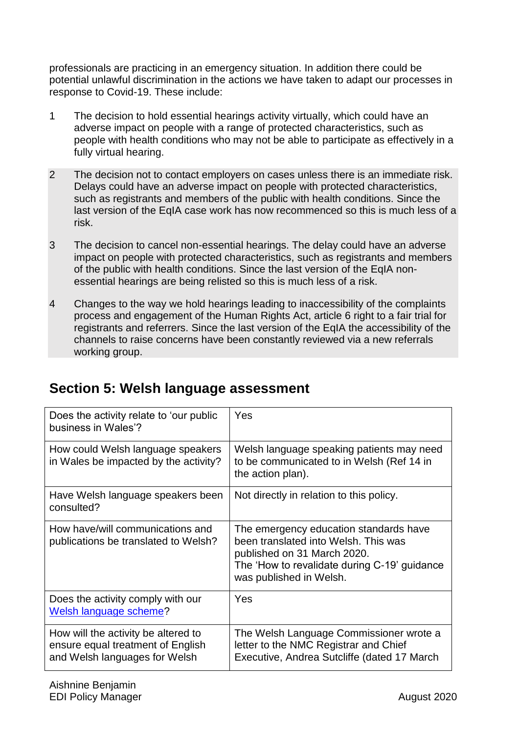professionals are practicing in an emergency situation. In addition there could be potential unlawful discrimination in the actions we have taken to adapt our processes in response to Covid-19. These include:

1. The decision to hold essential hearings activity virtually, which could have an adverse impact on people with a range of protected characteristics, such as people with health conditions who may not be able to participate as effectively in a fully virtual hearing.

2. The decision not to contact employers on cases unless there is an immediate risk. Delays could have an adverse impact on people with protected characteristics, such as registrants and members of the public with health conditions. Since the last version of the EqIA case work has now recommenced so this is much less of a risk.

3. The decision to cancel non-essential hearings. The delay could have an adverse impact on people with protected characteristics, such as registrants and members of the public with health conditions. Since the last version of the EqIA non-essential hearings are being relisted so this is much less of a risk.

4. Changes to the way we hold hearings leading to inaccessibility of the complaints process and engagement of the Human Rights Act, article 6 right to a fair trial for registrants and referrers. Since the last version of the EqIA the accessibility of the channels to raise concerns have been constantly reviewed via a new referrals working group.

## Section 5: Welsh language assessment

| Does the activity relate to 'our public business in Wales'? | Yes |
|---|---|
| How could Welsh language speakers in Wales be impacted by the activity? | Welsh language speaking patients may need to be communicated to in Welsh (Ref 14 in the action plan). |
| Have Welsh language speakers been consulted? | Not directly in relation to this policy. |
| How have/will communications and publications be translated to Welsh? | The emergency education standards have been translated into Welsh. This was published on 31 March 2020.<br>The 'How to revalidate during C-19' guidance was published in Welsh. |
| Does the activity comply with our Welsh language scheme? | Yes |
| How will the activity be altered to ensure equal treatment of English and Welsh languages for Welsh | The Welsh Language Commissioner wrote a letter to the NMC Registrar and Chief Executive, Andrea Sutcliffe (dated 17 March |

Aishnine Benjamin
EDI Policy Manager

August 2020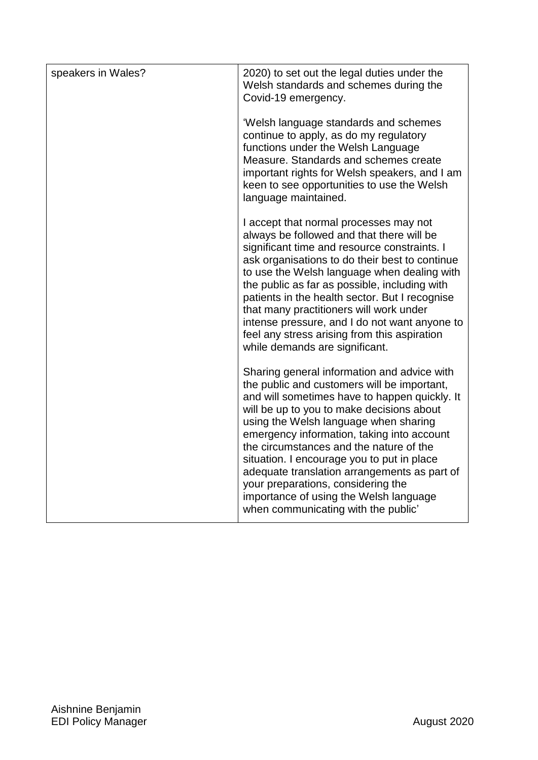| | |
|---|---|
| speakers in Wales? | 2020) to set out the legal duties under the Welsh standards and schemes during the Covid-19 emergency.<br><br>'Welsh language standards and schemes continue to apply, as do my regulatory functions under the Welsh Language Measure. Standards and schemes create important rights for Welsh speakers, and I am keen to see opportunities to use the Welsh language maintained.<br><br>I accept that normal processes may not always be followed and that there will be significant time and resource constraints. I ask organisations to do their best to continue to use the Welsh language when dealing with the public as far as possible, including with patients in the health sector. But I recognise that many practitioners will work under intense pressure, and I do not want anyone to feel any stress arising from this aspiration while demands are significant.<br><br>Sharing general information and advice with the public and customers will be important, and will sometimes have to happen quickly. It will be up to you to make decisions about using the Welsh language when sharing emergency information, taking into account the circumstances and the nature of the situation. I encourage you to put in place adequate translation arrangements as part of your preparations, considering the importance of using the Welsh language when communicating with the public' |

Aishnine Benjamin
EDI Policy Manager

August 2020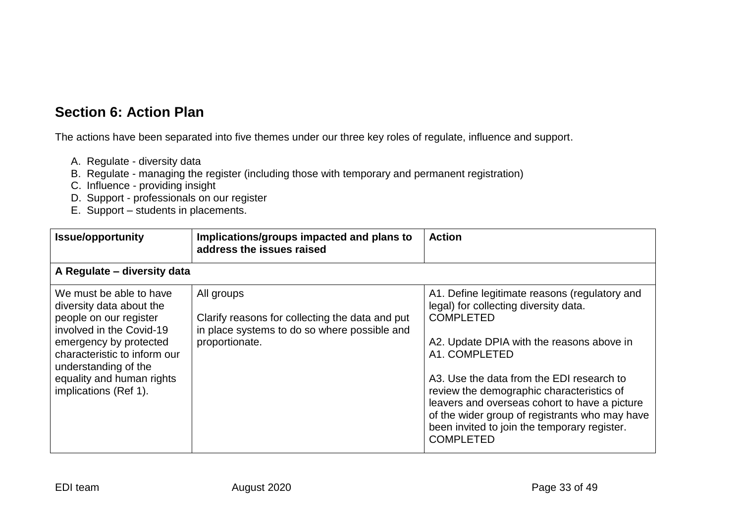## Section 6: Action Plan

The actions have been separated into five themes under our three key roles of regulate, influence and support.

A. Regulate - diversity data
B. Regulate - managing the register (including those with temporary and permanent registration)
C. Influence - providing insight
D. Support - professionals on our register
E. Support – students in placements.

| Issue/opportunity | Implications/groups impacted and plans to address the issues raised | Action |
|---|---|---|
| **A Regulate – diversity data** | | |
| We must be able to have diversity data about the people on our register involved in the Covid-19 emergency by protected characteristic to inform our understanding of the equality and human rights implications (Ref 1). | All groups<br><br>Clarify reasons for collecting the data and put in place systems to do so where possible and proportionate. | A1. Define legitimate reasons (regulatory and legal) for collecting diversity data. COMPLETED<br><br>A2. Update DPIA with the reasons above in A1. COMPLETED<br><br>A3. Use the data from the EDI research to review the demographic characteristics of leavers and overseas cohort to have a picture of the wider group of registrants who may have been invited to join the temporary register. COMPLETED |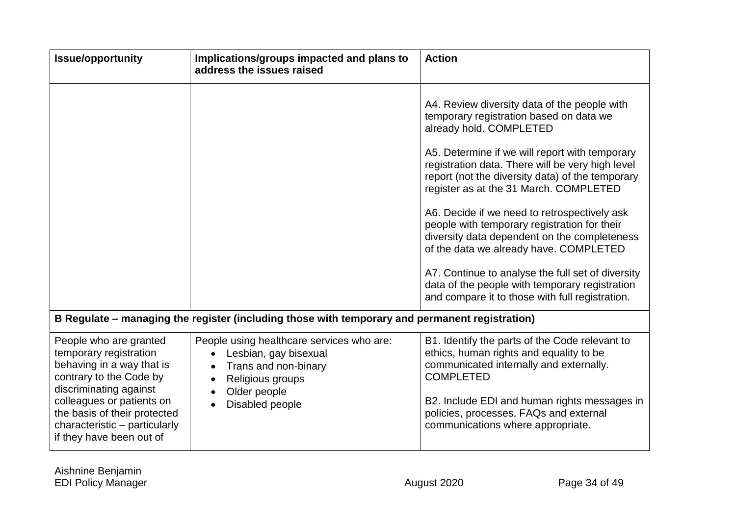| Issue/opportunity | Implications/groups impacted and plans to address the issues raised | Action |
|---|---|---|
| | | A4. Review diversity data of the people with temporary registration based on data we already hold. COMPLETED<br><br>A5. Determine if we will report with temporary registration data. There will be very high level report (not the diversity data) of the temporary register as at the 31 March. COMPLETED<br><br>A6. Decide if we need to retrospectively ask people with temporary registration for their diversity data dependent on the completeness of the data we already have. COMPLETED<br><br>A7. Continue to analyse the full set of diversity data of the people with temporary registration and compare it to those with full registration. |
| **B Regulate – managing the register (including those with temporary and permanent registration)** | | |
| People who are granted temporary registration behaving in a way that is contrary to the Code by discriminating against colleagues or patients on the basis of their protected characteristic – particularly if they have been out of | People using healthcare services who are:<br>• Lesbian, gay bisexual<br>• Trans and non-binary<br>• Religious groups<br>• Older people<br>• Disabled people | B1. Identify the parts of the Code relevant to ethics, human rights and equality to be communicated internally and externally. COMPLETED<br><br>B2. Include EDI and human rights messages in policies, processes, FAQs and external communications where appropriate. |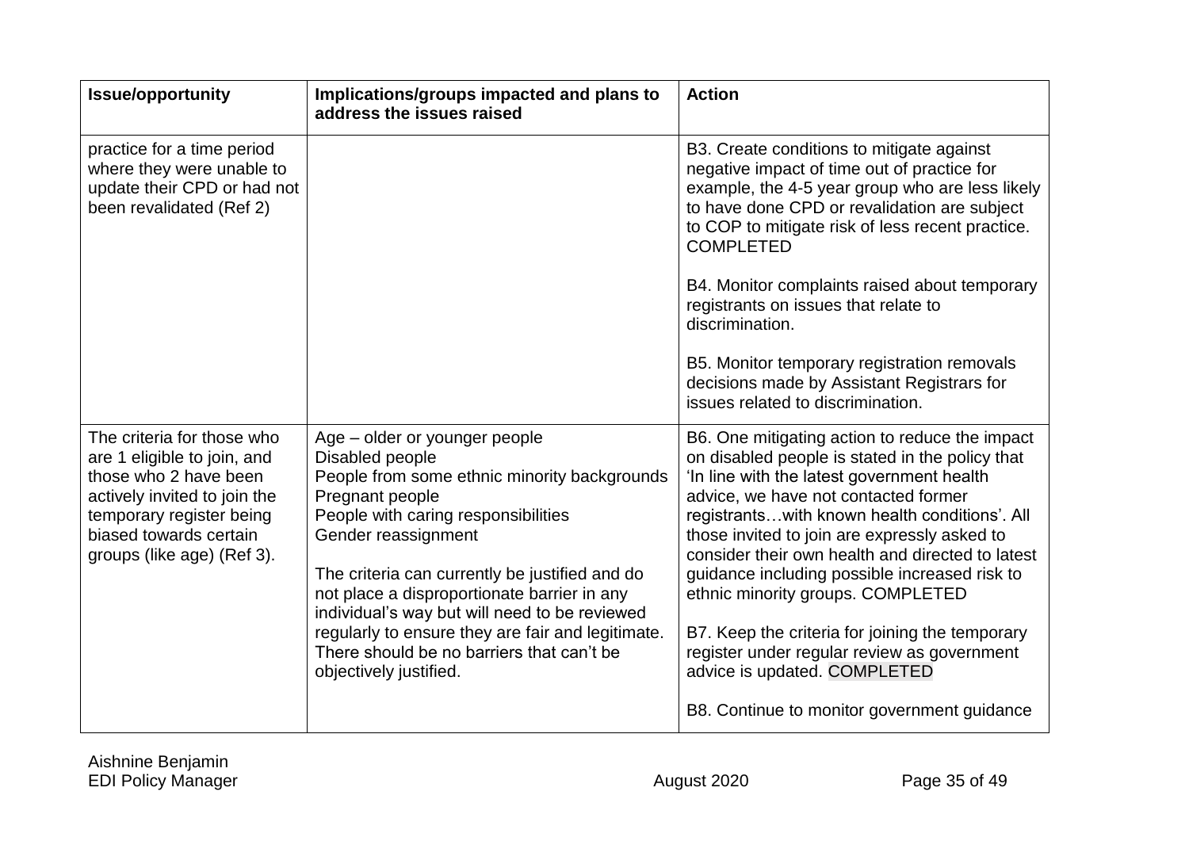| Issue/opportunity | Implications/groups impacted and plans to address the issues raised | Action |
|---|---|---|
| practice for a time period where they were unable to update their CPD or had not been revalidated (Ref 2) | | B3. Create conditions to mitigate against negative impact of time out of practice for example, the 4-5 year group who are less likely to have done CPD or revalidation are subject to COP to mitigate risk of less recent practice. COMPLETED<br><br>B4. Monitor complaints raised about temporary registrants on issues that relate to discrimination.<br><br>B5. Monitor temporary registration removals decisions made by Assistant Registrars for issues related to discrimination. |
| The criteria for those who are 1 eligible to join, and those who 2 have been actively invited to join the temporary register being biased towards certain groups (like age) (Ref 3). | Age – older or younger people<br>Disabled people<br>People from some ethnic minority backgrounds<br>Pregnant people<br>People with caring responsibilities<br>Gender reassignment<br><br>The criteria can currently be justified and do not place a disproportionate barrier in any individual's way but will need to be reviewed regularly to ensure they are fair and legitimate. There should be no barriers that can't be objectively justified. | B6. One mitigating action to reduce the impact on disabled people is stated in the policy that 'In line with the latest government health advice, we have not contacted former registrants…with known health conditions'. All those invited to join are expressly asked to consider their own health and directed to latest guidance including possible increased risk to ethnic minority groups. COMPLETED<br><br>B7. Keep the criteria for joining the temporary register under regular review as government advice is updated. COMPLETED<br><br>B8. Continue to monitor government guidance |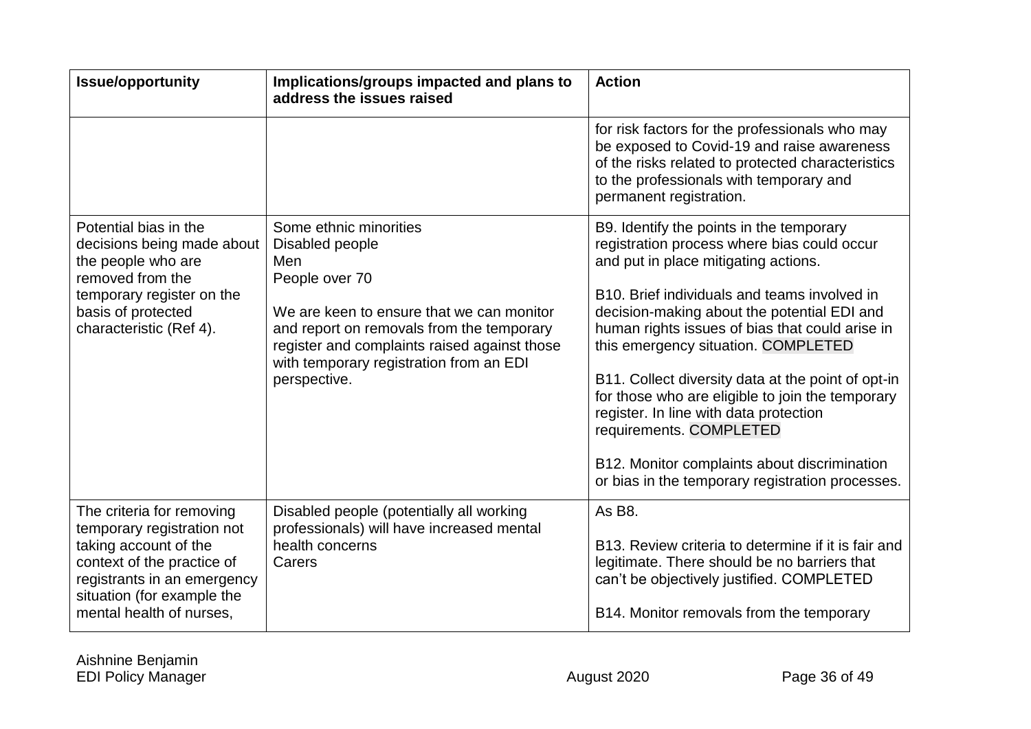| Issue/opportunity | Implications/groups impacted and plans to address the issues raised | Action |
|---|---|---|
| | | for risk factors for the professionals who may be exposed to Covid-19 and raise awareness of the risks related to protected characteristics to the professionals with temporary and permanent registration. |
| Potential bias in the decisions being made about the people who are removed from the temporary register on the basis of protected characteristic (Ref 4). | Some ethnic minorities<br>Disabled people<br>Men<br>People over 70<br><br>We are keen to ensure that we can monitor and report on removals from the temporary register and complaints raised against those with temporary registration from an EDI perspective. | B9. Identify the points in the temporary registration process where bias could occur and put in place mitigating actions.<br><br>B10. Brief individuals and teams involved in decision-making about the potential EDI and human rights issues of bias that could arise in this emergency situation. COMPLETED<br><br>B11. Collect diversity data at the point of opt-in for those who are eligible to join the temporary register. In line with data protection requirements. COMPLETED<br><br>B12. Monitor complaints about discrimination or bias in the temporary registration processes. |
| The criteria for removing temporary registration not taking account of the context of the practice of registrants in an emergency situation (for example the mental health of nurses, | Disabled people (potentially all working professionals) will have increased mental health concerns<br>Carers | As B8.<br><br>B13. Review criteria to determine if it is fair and legitimate. There should be no barriers that can't be objectively justified. COMPLETED<br><br>B14. Monitor removals from the temporary |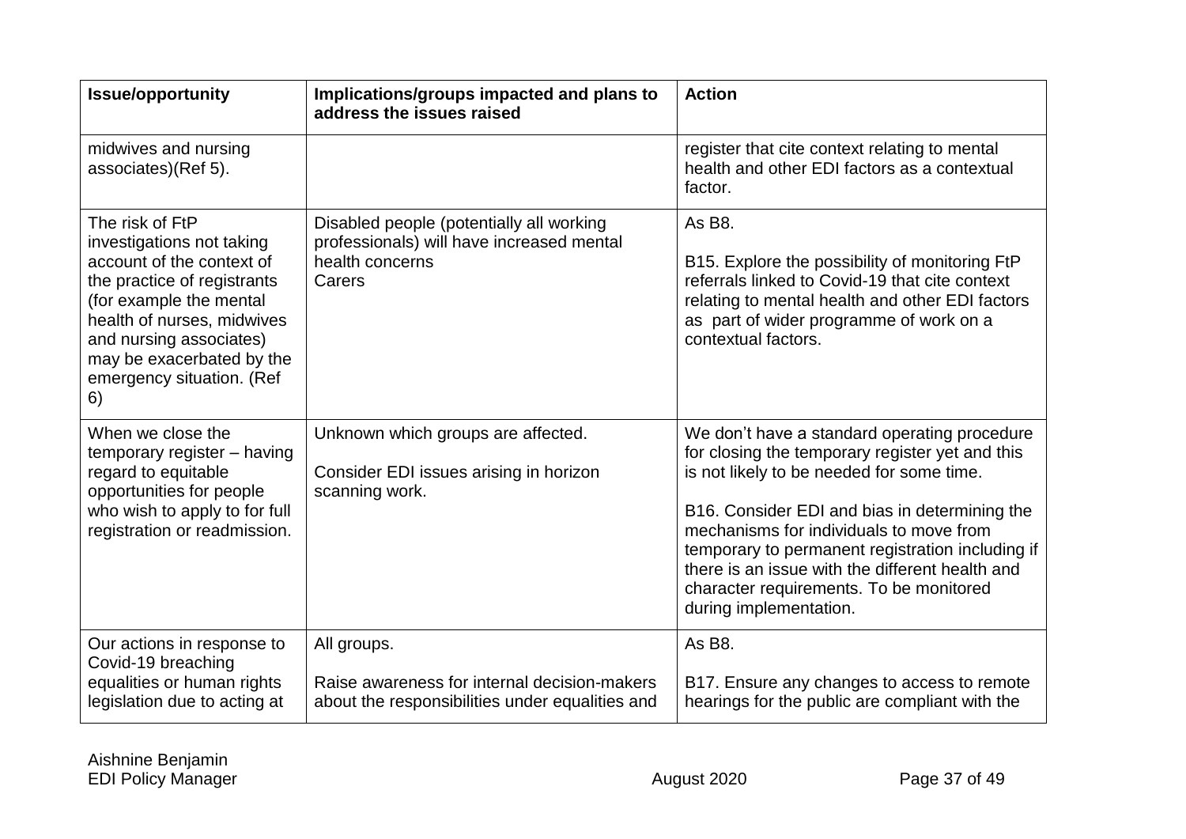| Issue/opportunity | Implications/groups impacted and plans to address the issues raised | Action |
| --- | --- | --- |
| midwives and nursing associates)(Ref 5). | | register that cite context relating to mental health and other EDI factors as a contextual factor. |
| The risk of FtP investigations not taking account of the context of the practice of registrants (for example the mental health of nurses, midwives and nursing associates) may be exacerbated by the emergency situation. (Ref 6) | Disabled people (potentially all working professionals) will have increased mental health concerns<br>Carers | As B8.<br><br>B15. Explore the possibility of monitoring FtP referrals linked to Covid-19 that cite context relating to mental health and other EDI factors as part of wider programme of work on a contextual factors. |
| When we close the temporary register – having regard to equitable opportunities for people who wish to apply to for full registration or readmission. | Unknown which groups are affected.<br><br>Consider EDI issues arising in horizon scanning work. | We don't have a standard operating procedure for closing the temporary register yet and this is not likely to be needed for some time.<br><br>B16. Consider EDI and bias in determining the mechanisms for individuals to move from temporary to permanent registration including if there is an issue with the different health and character requirements. To be monitored during implementation. |
| Our actions in response to Covid-19 breaching equalities or human rights legislation due to acting at | All groups.<br><br>Raise awareness for internal decision-makers about the responsibilities under equalities and | As B8.<br><br>B17. Ensure any changes to access to remote hearings for the public are compliant with the |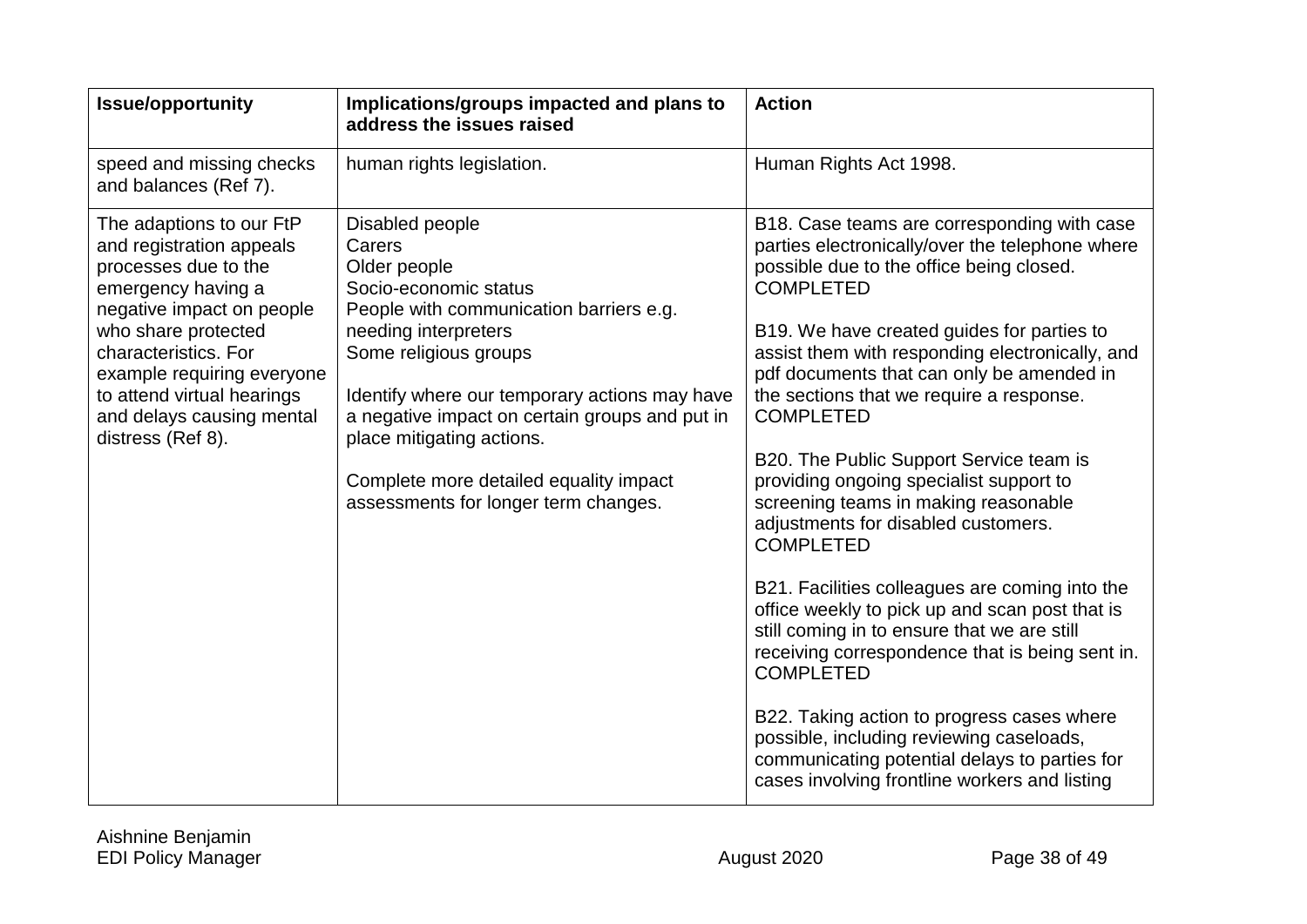| Issue/opportunity | Implications/groups impacted and plans to address the issues raised | Action |
| --- | --- | --- |
| speed and missing checks and balances (Ref 7). | human rights legislation. | Human Rights Act 1998. |
| The adaptions to our FtP and registration appeals processes due to the emergency having a negative impact on people who share protected characteristics. For example requiring everyone to attend virtual hearings and delays causing mental distress (Ref 8). | Disabled people<br>Carers<br>Older people<br>Socio-economic status<br>People with communication barriers e.g. needing interpreters<br>Some religious groups<br><br>Identify where our temporary actions may have a negative impact on certain groups and put in place mitigating actions.<br><br>Complete more detailed equality impact assessments for longer term changes. | B18. Case teams are corresponding with case parties electronically/over the telephone where possible due to the office being closed. COMPLETED<br><br>B19. We have created guides for parties to assist them with responding electronically, and pdf documents that can only be amended in the sections that we require a response. COMPLETED<br><br>B20. The Public Support Service team is providing ongoing specialist support to screening teams in making reasonable adjustments for disabled customers. COMPLETED<br><br>B21. Facilities colleagues are coming into the office weekly to pick up and scan post that is still coming in to ensure that we are still receiving correspondence that is being sent in. COMPLETED<br><br>B22. Taking action to progress cases where possible, including reviewing caseloads, communicating potential delays to parties for cases involving frontline workers and listing |

Aishnine Benjamin
EDI Policy Manager
August 2020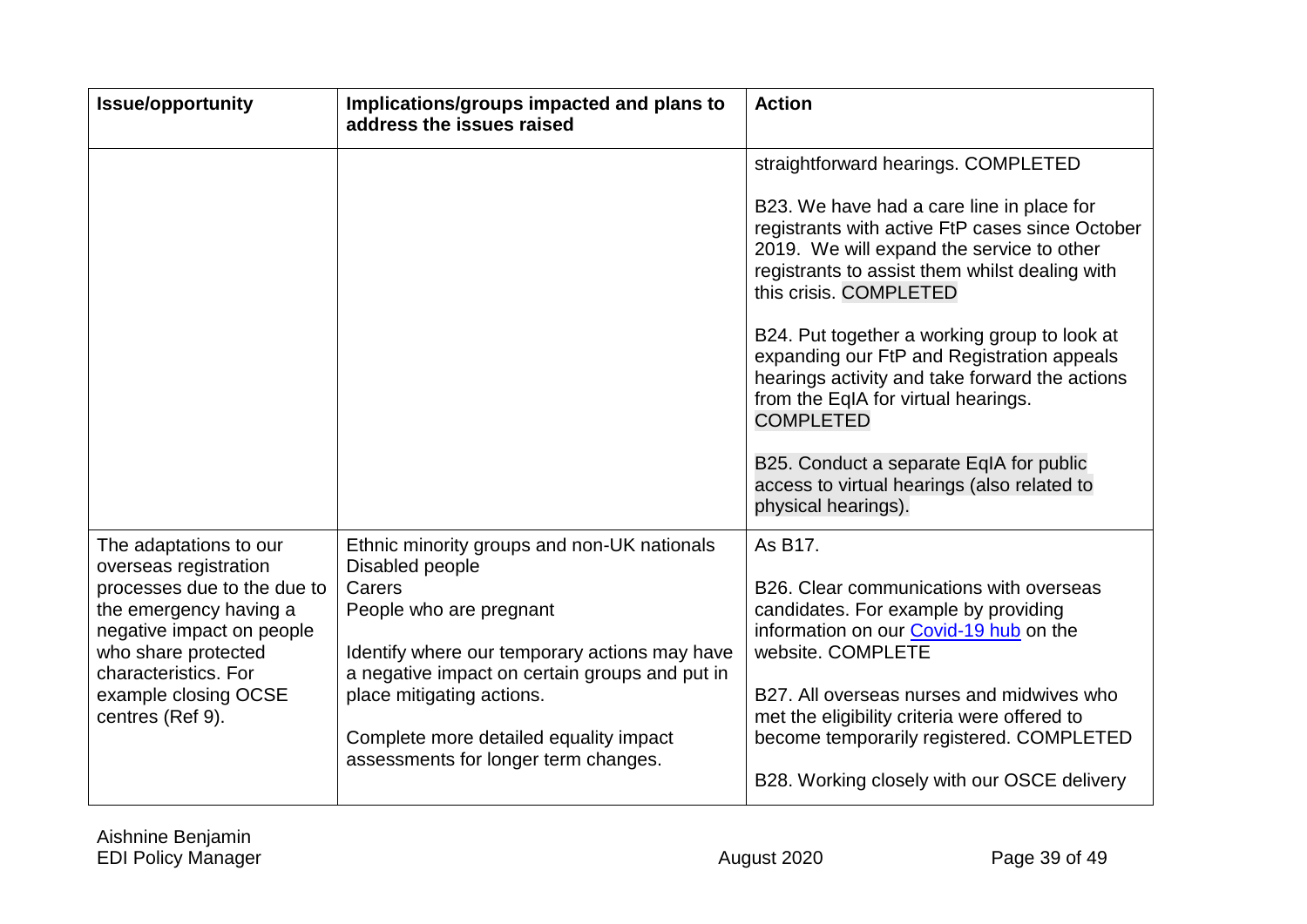| Issue/opportunity | Implications/groups impacted and plans to address the issues raised | Action |
| --- | --- | --- |
| | | straightforward hearings. COMPLETED<br><br>B23. We have had a care line in place for registrants with active FtP cases since October 2019. We will expand the service to other registrants to assist them whilst dealing with this crisis. COMPLETED<br><br>B24. Put together a working group to look at expanding our FtP and Registration appeals hearings activity and take forward the actions from the EqIA for virtual hearings. COMPLETED<br><br>B25. Conduct a separate EqIA for public access to virtual hearings (also related to physical hearings). |
| The adaptations to our overseas registration processes due to the due to the emergency having a negative impact on people who share protected characteristics. For example closing OCSE centres (Ref 9). | Ethnic minority groups and non-UK nationals<br>Disabled people<br>Carers<br>People who are pregnant<br><br>Identify where our temporary actions may have a negative impact on certain groups and put in place mitigating actions.<br><br>Complete more detailed equality impact assessments for longer term changes. | As B17.<br><br>B26. Clear communications with overseas candidates. For example by providing information on our Covid-19 hub on the website. COMPLETE<br><br>B27. All overseas nurses and midwives who met the eligibility criteria were offered to become temporarily registered. COMPLETED<br><br>B28. Working closely with our OSCE delivery |

Aishnine Benjamin
EDI Policy Manager

August 2020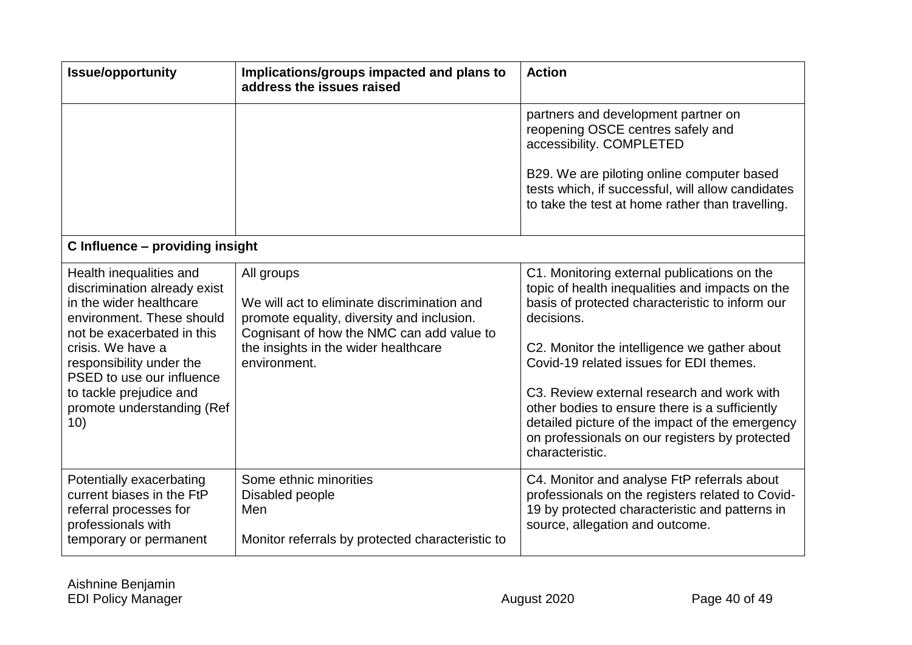| Issue/opportunity | Implications/groups impacted and plans to address the issues raised | Action |
| --- | --- | --- |
| | | partners and development partner on reopening OSCE centres safely and accessibility. COMPLETED<br><br>B29. We are piloting online computer based tests which, if successful, will allow candidates to take the test at home rather than travelling. |
| **C Influence – providing insight** | | |
| Health inequalities and discrimination already exist in the wider healthcare environment. These should not be exacerbated in this crisis. We have a responsibility under the PSED to use our influence to tackle prejudice and promote understanding (Ref 10) | All groups<br><br>We will act to eliminate discrimination and promote equality, diversity and inclusion. Cognisant of how the NMC can add value to the insights in the wider healthcare environment. | C1. Monitoring external publications on the topic of health inequalities and impacts on the basis of protected characteristic to inform our decisions.<br><br>C2. Monitor the intelligence we gather about Covid-19 related issues for EDI themes.<br><br>C3. Review external research and work with other bodies to ensure there is a sufficiently detailed picture of the impact of the emergency on professionals on our registers by protected characteristic. |
| Potentially exacerbating current biases in the FtP referral processes for professionals with temporary or permanent | Some ethnic minorities<br>Disabled people<br>Men<br><br>Monitor referrals by protected characteristic to | C4. Monitor and analyse FtP referrals about professionals on the registers related to Covid-19 by protected characteristic and patterns in source, allegation and outcome. |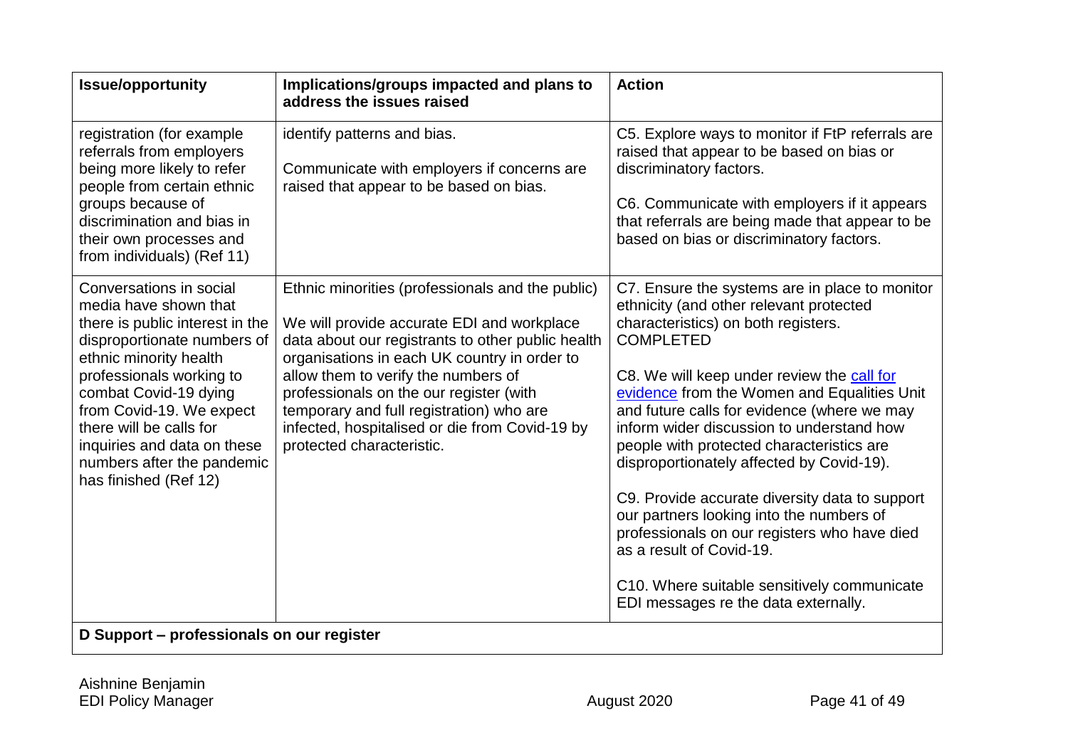| Issue/opportunity | Implications/groups impacted and plans to address the issues raised | Action |
| --- | --- | --- |
| registration (for example referrals from employers being more likely to refer people from certain ethnic groups because of discrimination and bias in their own processes and from individuals) (Ref 11) | identify patterns and bias.<br><br>Communicate with employers if concerns are raised that appear to be based on bias. | C5. Explore ways to monitor if FtP referrals are raised that appear to be based on bias or discriminatory factors.<br><br>C6. Communicate with employers if it appears that referrals are being made that appear to be based on bias or discriminatory factors. |
| Conversations in social media have shown that there is public interest in the disproportionate numbers of ethnic minority health professionals working to combat Covid-19 dying from Covid-19. We expect there will be calls for inquiries and data on these numbers after the pandemic has finished (Ref 12) | Ethnic minorities (professionals and the public)<br><br>We will provide accurate EDI and workplace data about our registrants to other public health organisations in each UK country in order to allow them to verify the numbers of professionals on the our register (with temporary and full registration) who are infected, hospitalised or die from Covid-19 by protected characteristic. | C7. Ensure the systems are in place to monitor ethnicity (and other relevant protected characteristics) on both registers. COMPLETED<br><br>C8. We will keep under review the call for evidence from the Women and Equalities Unit and future calls for evidence (where we may inform wider discussion to understand how people with protected characteristics are disproportionately affected by Covid-19).<br><br>C9. Provide accurate diversity data to support our partners looking into the numbers of professionals on our registers who have died as a result of Covid-19.<br><br>C10. Where suitable sensitively communicate EDI messages re the data externally. |
| **D Support – professionals on our register** | | |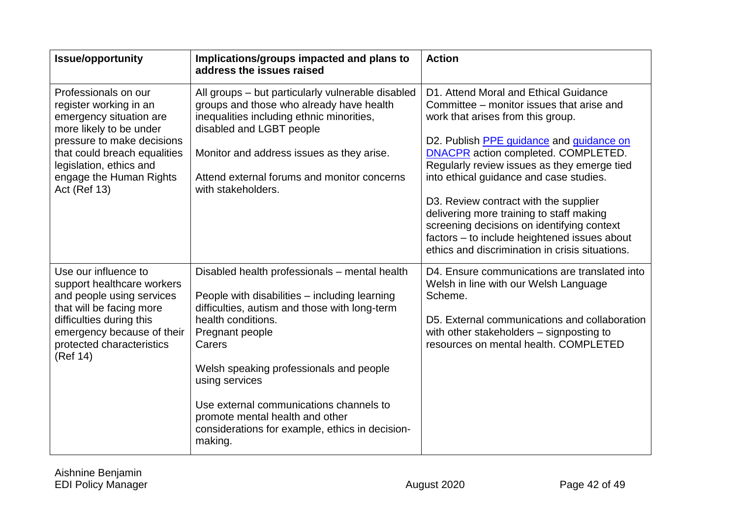| Issue/opportunity | Implications/groups impacted and plans to address the issues raised | Action |
| --- | --- | --- |
| Professionals on our register working in an emergency situation are more likely to be under pressure to make decisions that could breach equalities legislation, ethics and engage the Human Rights Act (Ref 13) | All groups – but particularly vulnerable disabled groups and those who already have health inequalities including ethnic minorities, disabled and LGBT people<br><br>Monitor and address issues as they arise.<br><br>Attend external forums and monitor concerns with stakeholders. | D1. Attend Moral and Ethical Guidance Committee – monitor issues that arise and work that arises from this group.<br><br>D2. Publish PPE guidance and guidance on DNACPR action completed. COMPLETED. Regularly review issues as they emerge tied into ethical guidance and case studies.<br><br>D3. Review contract with the supplier delivering more training to staff making screening decisions on identifying context factors – to include heightened issues about ethics and discrimination in crisis situations. |
| Use our influence to support healthcare workers and people using services that will be facing more difficulties during this emergency because of their protected characteristics (Ref 14) | Disabled health professionals – mental health<br><br>People with disabilities – including learning difficulties, autism and those with long-term health conditions.<br>Pregnant people<br>Carers<br><br>Welsh speaking professionals and people using services<br><br>Use external communications channels to promote mental health and other considerations for example, ethics in decision-making. | D4. Ensure communications are translated into Welsh in line with our Welsh Language Scheme.<br><br>D5. External communications and collaboration with other stakeholders – signposting to resources on mental health. COMPLETED |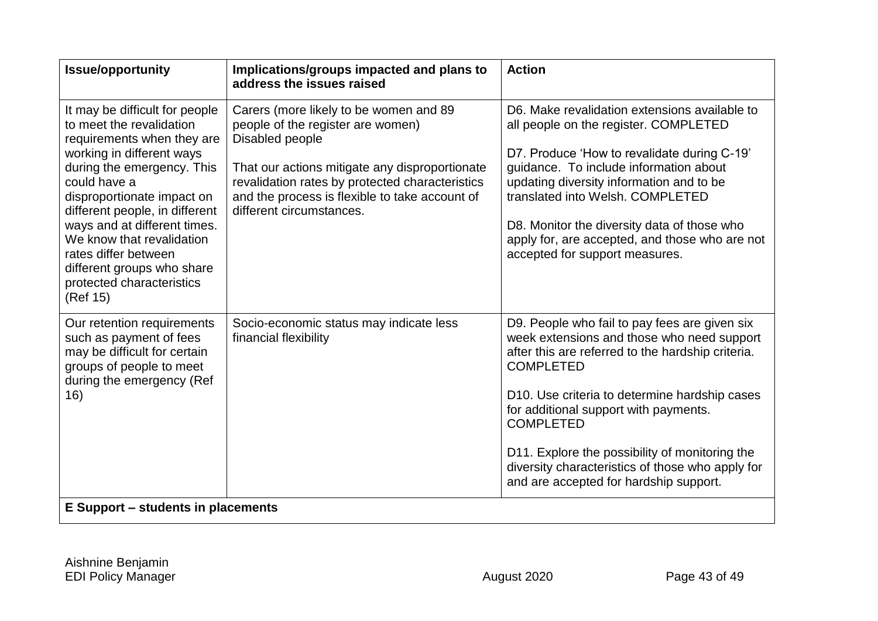| Issue/opportunity | Implications/groups impacted and plans to address the issues raised | Action |
|---|---|---|
| It may be difficult for people to meet the revalidation requirements when they are working in different ways during the emergency. This could have a disproportionate impact on different people, in different ways and at different times. We know that revalidation rates differ between different groups who share protected characteristics (Ref 15) | Carers (more likely to be women and 89 people of the register are women)<br>Disabled people<br><br>That our actions mitigate any disproportionate revalidation rates by protected characteristics and the process is flexible to take account of different circumstances. | D6. Make revalidation extensions available to all people on the register. COMPLETED<br><br>D7. Produce 'How to revalidate during C-19' guidance. To include information about updating diversity information and to be translated into Welsh. COMPLETED<br><br>D8. Monitor the diversity data of those who apply for, are accepted, and those who are not accepted for support measures. |
| Our retention requirements such as payment of fees may be difficult for certain groups of people to meet during the emergency (Ref 16) | Socio-economic status may indicate less financial flexibility | D9. People who fail to pay fees are given six week extensions and those who need support after this are referred to the hardship criteria. COMPLETED<br><br>D10. Use criteria to determine hardship cases for additional support with payments. COMPLETED<br><br>D11. Explore the possibility of monitoring the diversity characteristics of those who apply for and are accepted for hardship support. |
| **E Support – students in placements** | | |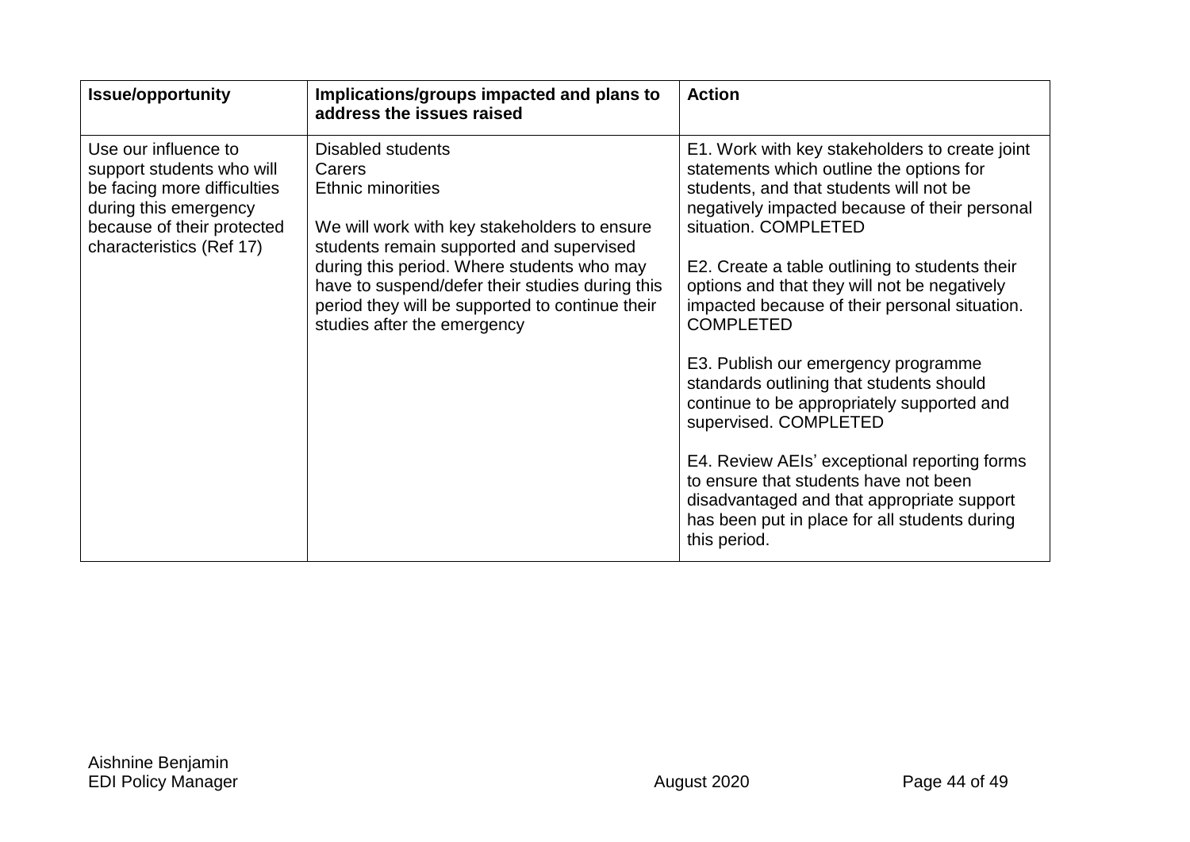| Issue/opportunity | Implications/groups impacted and plans to address the issues raised | Action |
|---|---|---|
| Use our influence to support students who will be facing more difficulties during this emergency because of their protected characteristics (Ref 17) | Disabled students<br>Carers<br>Ethnic minorities<br><br>We will work with key stakeholders to ensure students remain supported and supervised during this period. Where students who may have to suspend/defer their studies during this period they will be supported to continue their studies after the emergency | E1. Work with key stakeholders to create joint statements which outline the options for students, and that students will not be negatively impacted because of their personal situation. COMPLETED<br><br>E2. Create a table outlining to students their options and that they will not be negatively impacted because of their personal situation. COMPLETED<br><br>E3. Publish our emergency programme standards outlining that students should continue to be appropriately supported and supervised. COMPLETED<br><br>E4. Review AEIs' exceptional reporting forms to ensure that students have not been disadvantaged and that appropriate support has been put in place for all students during this period. |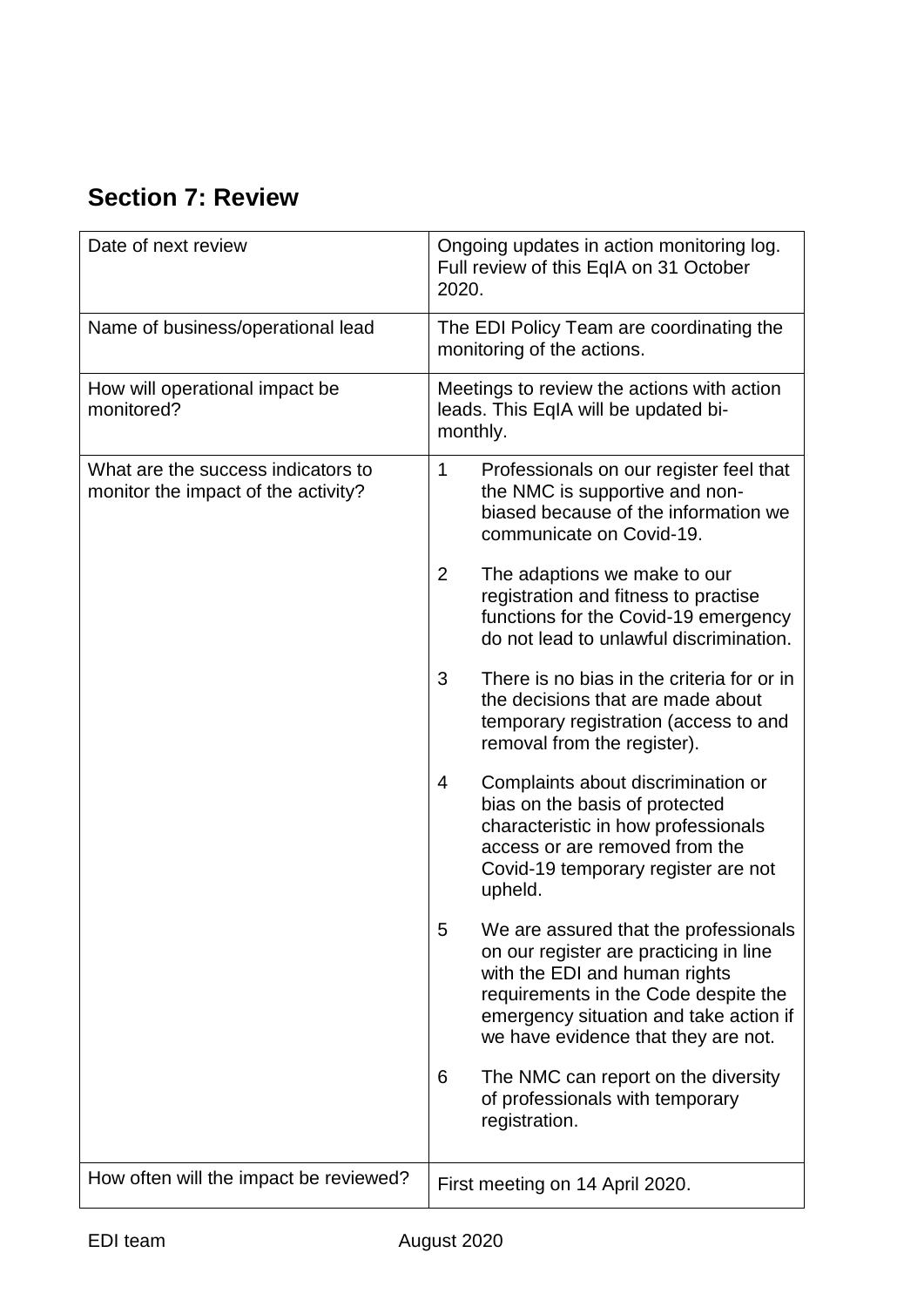## Section 7: Review

| Date of next review | Ongoing updates in action monitoring log. Full review of this EqIA on 31 October 2020. |
|---|---|
| Name of business/operational lead | The EDI Policy Team are coordinating the monitoring of the actions. |
| How will operational impact be monitored? | Meetings to review the actions with action leads. This EqIA will be updated bi-monthly. |
| What are the success indicators to monitor the impact of the activity? | 1 Professionals on our register feel that the NMC is supportive and non-biased because of the information we communicate on Covid-19.<br><br>2 The adaptions we make to our registration and fitness to practise functions for the Covid-19 emergency do not lead to unlawful discrimination.<br><br>3 There is no bias in the criteria for or in the decisions that are made about temporary registration (access to and removal from the register).<br><br>4 Complaints about discrimination or bias on the basis of protected characteristic in how professionals access or are removed from the Covid-19 temporary register are not upheld.<br><br>5 We are assured that the professionals on our register are practicing in line with the EDI and human rights requirements in the Code despite the emergency situation and take action if we have evidence that they are not.<br><br>6 The NMC can report on the diversity of professionals with temporary registration. |
| How often will the impact be reviewed? | First meeting on 14 April 2020. |

EDI team August 2020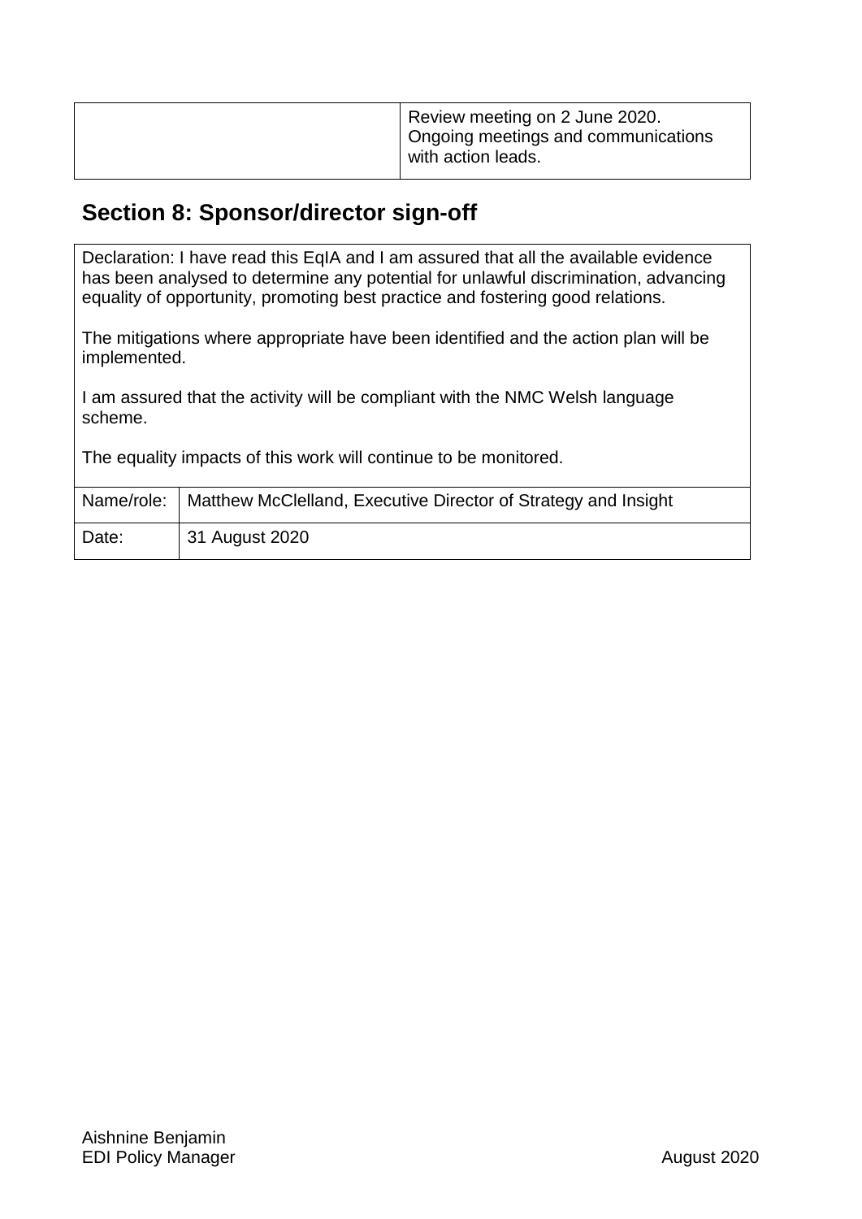| | |
|---|---|
| | Review meeting on 2 June 2020. Ongoing meetings and communications with action leads. |

## Section 8: Sponsor/director sign-off

| | |
|---|---|
| Declaration: I have read this EqIA and I am assured that all the available evidence has been analysed to determine any potential for unlawful discrimination, advancing equality of opportunity, promoting best practice and fostering good relations.<br><br>The mitigations where appropriate have been identified and the action plan will be implemented.<br><br>I am assured that the activity will be compliant with the NMC Welsh language scheme.<br><br>The equality impacts of this work will continue to be monitored. | |
| Name/role: | Matthew McClelland, Executive Director of Strategy and Insight |
| Date: | 31 August 2020 |

Aishnine Benjamin
EDI Policy Manager

August 2020